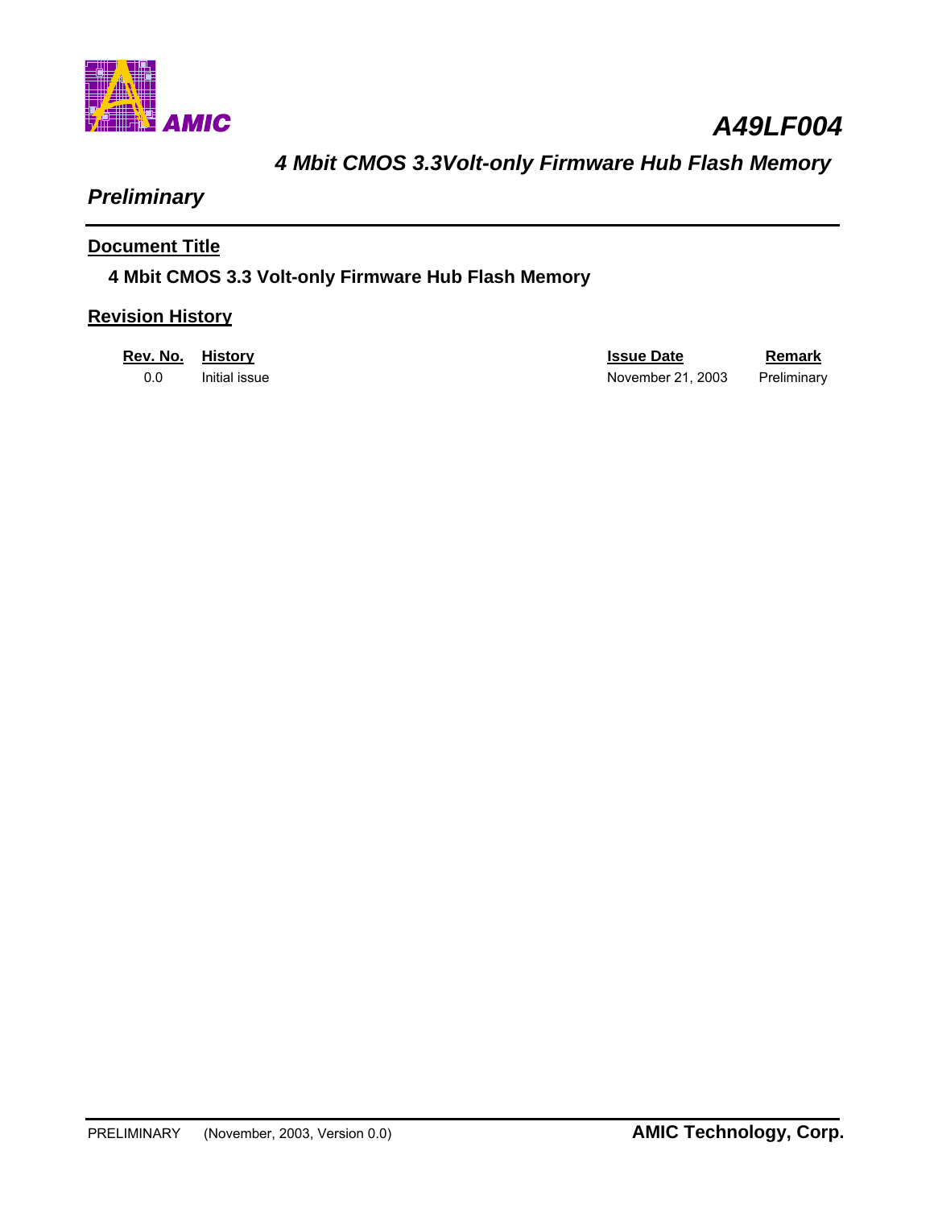# A49LF004

## *4 Mbit CMOS 3.3Volt-only Firmware Hub Flash Memory*

### *Preliminary*

**Document Title**

**4 Mbit CMOS 3.3 Volt-only Firmware Hub Flash Memory**

**Revision History**

| Rev. No. | History | Issue Date | Remark |
|---|---|---|---|
| 0.0 | Initial issue | November 21, 2003 | Preliminary |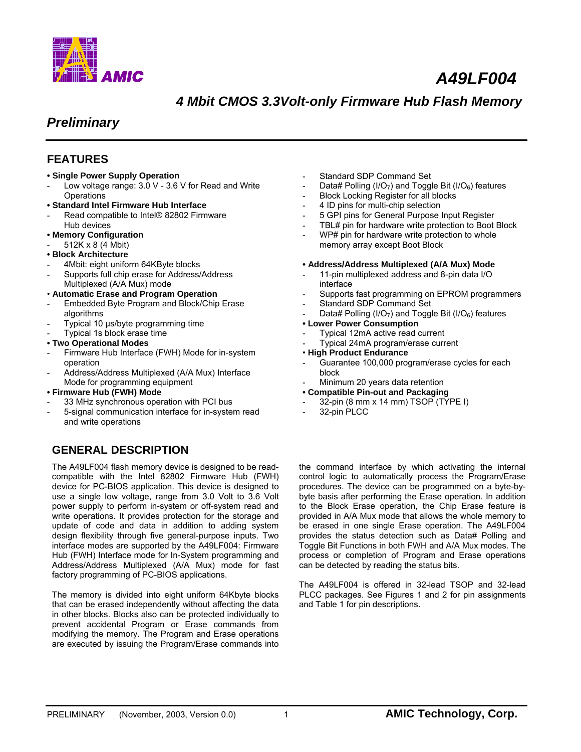# A49LF004

## 4 Mbit CMOS 3.3Volt-only Firmware Hub Flash Memory

### *Preliminary*

## FEATURES

- **Single Power Supply Operation**
  - Low voltage range: 3.0 V - 3.6 V for Read and Write Operations
- **Standard Intel Firmware Hub Interface**
  - Read compatible to Intel® 82802 Firmware Hub devices
- **Memory Configuration**
  - 512K x 8 (4 Mbit)
- **Block Architecture**
  - 4Mbit: eight uniform 64KByte blocks
  - Supports full chip erase for Address/Address Multiplexed (A/A Mux) mode
- **Automatic Erase and Program Operation**
  - Embedded Byte Program and Block/Chip Erase algorithms
  - Typical 10 µs/byte programming time
  - Typical 1s block erase time
- **Two Operational Modes**
  - Firmware Hub Interface (FWH) Mode for in-system operation
  - Address/Address Multiplexed (A/A Mux) Interface Mode for programming equipment
- **Firmware Hub (FWH) Mode**
  - 33 MHz synchronous operation with PCI bus
  - 5-signal communication interface for in-system read and write operations
  - Standard SDP Command Set
  - Data# Polling ($I/O_7$) and Toggle Bit ($I/O_6$) features
  - Block Locking Register for all blocks
  - 4 ID pins for multi-chip selection
  - 5 GPI pins for General Purpose Input Register
  - TBL# pin for hardware write protection to Boot Block
  - WP# pin for hardware write protection to whole memory array except Boot Block
- **Address/Address Multiplexed (A/A Mux) Mode**
  - 11-pin multiplexed address and 8-pin data I/O interface
  - Supports fast programming on EPROM programmers
  - Standard SDP Command Set
  - Data# Polling ($I/O_7$) and Toggle Bit ($I/O_6$) features
- **Lower Power Consumption**
  - Typical 12mA active read current
  - Typical 24mA program/erase current
- **High Product Endurance**
  - Guarantee 100,000 program/erase cycles for each block
  - Minimum 20 years data retention
- **Compatible Pin-out and Packaging**
  - 32-pin (8 mm x 14 mm) TSOP (TYPE I)
  - 32-pin PLCC

## GENERAL DESCRIPTION

The A49LF004 flash memory device is designed to be read-compatible with the Intel 82802 Firmware Hub (FWH) device for PC-BIOS application. This device is designed to use a single low voltage, range from 3.0 Volt to 3.6 Volt power supply to perform in-system or off-system read and write operations. It provides protection for the storage and update of code and data in addition to adding system design flexibility through five general-purpose inputs. Two interface modes are supported by the A49LF004: Firmware Hub (FWH) Interface mode for In-System programming and Address/Address Multiplexed (A/A Mux) mode for fast factory programming of PC-BIOS applications.

The memory is divided into eight uniform 64Kbyte blocks that can be erased independently without affecting the data in other blocks. Blocks also can be protected individually to prevent accidental Program or Erase commands from modifying the memory. The Program and Erase operations are executed by issuing the Program/Erase commands into the command interface by which activating the internal control logic to automatically process the Program/Erase procedures. The device can be programmed on a byte-by-byte basis after performing the Erase operation. In addition to the Block Erase operation, the Chip Erase feature is provided in A/A Mux mode that allows the whole memory to be erased in one single Erase operation. The A49LF004 provides the status detection such as Data# Polling and Toggle Bit Functions in both FWH and A/A Mux modes. The process or completion of Program and Erase operations can be detected by reading the status bits.

The A49LF004 is offered in 32-lead TSOP and 32-lead PLCC packages. See Figures 1 and 2 for pin assignments and Table 1 for pin descriptions.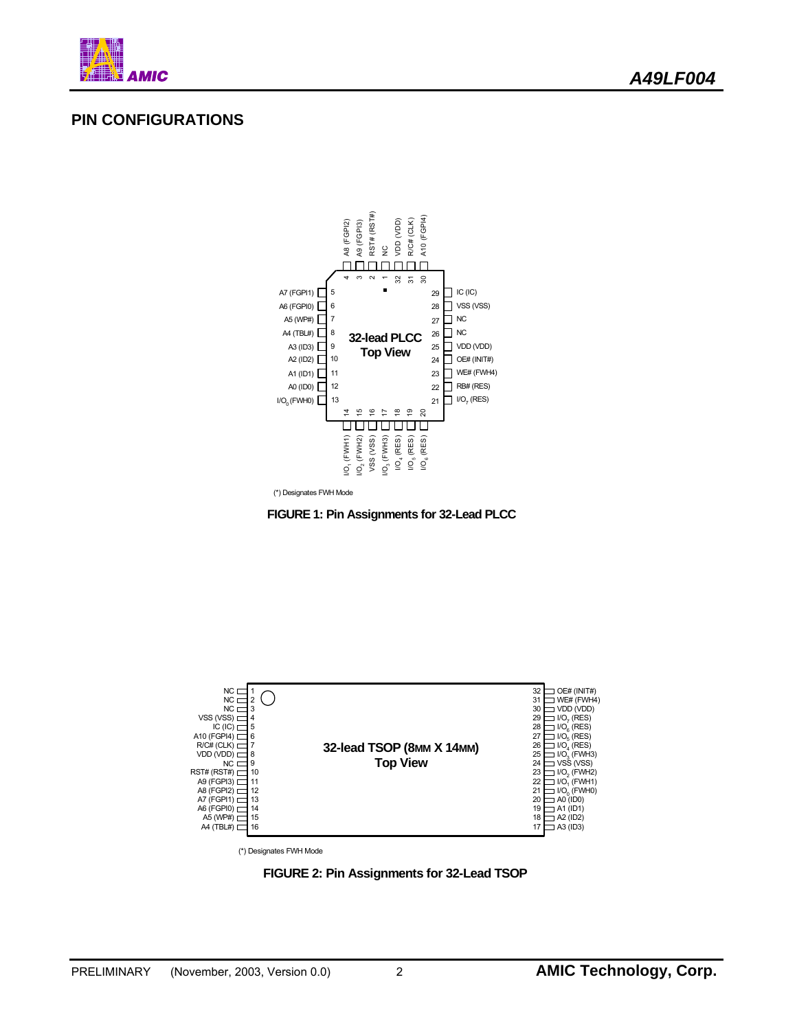## PIN CONFIGURATIONS

| Pin | Name |
|---|---|
| 1 | NC |
| 2 | RST# (RST#) |
| 3 | A9 (FGPI3) |
| 4 | A8 (FGPI2) |
| 5 | A7 (FGPI1) |
| 6 | A6 (FGPI0) |
| 7 | A5 (WP#) |
| 8 | A4 (TBL#) |
| 9 | A3 (ID3) |
| 10 | A2 (ID2) |
| 11 | A1 (ID1) |
| 12 | A0 (ID0) |
| 13 | $I/O_0$ (FWH0) |
| 14 | $I/O_1$ (FWH1) |
| 15 | $I/O_2$ (FWH2) |
| 16 | VSS (VSS) |
| 17 | $I/O_3$ (FWH3) |
| 18 | $I/O_4$ (RES) |
| 19 | $I/O_5$ (RES) |
| 20 | $I/O_6$ (RES) |
| 21 | $I/O_7$ (RES) |
| 22 | RB# (RES) |
| 23 | WE# (FWH4) |
| 24 | OE# (INIT#) |
| 25 | VDD (VDD) |
| 26 | NC |
| 27 | NC |
| 28 | VSS (VSS) |
| 29 | IC (IC) |
| 30 | A10 (FGPI4) |
| 31 | R/C# (CLK) |
| 32 | VDD (VDD) |

32-lead PLCC Top View

(*) Designates FWH Mode

**FIGURE 1: Pin Assignments for 32-Lead PLCC**

| Pin | Name | Pin | Name |
|---|---|---|---|
| 1 | NC | 32 | OE# (INIT#) |
| 2 | NC | 31 | WE# (FWH4) |
| 3 | NC | 30 | VDD (VDD) |
| 4 | VSS (VSS) | 29 | $I/O_7$ (RES) |
| 5 | IC (IC) | 28 | $I/O_6$ (RES) |
| 6 | A10 (FGPI4) | 27 | $I/O_5$ (RES) |
| 7 | R/C# (CLK) | 26 | $I/O_4$ (RES) |
| 8 | VDD (VDD) | 25 | $I/O_3$ (FWH3) |
| 9 | NC | 24 | VSS (VSS) |
| 10 | RST# (RST#) | 23 | $I/O_2$ (FWH2) |
| 11 | A9 (FGPI3) | 22 | $I/O_1$ (FWH1) |
| 12 | A8 (FGPI2) | 21 | $I/O_0$ (FWH0) |
| 13 | A7 (FGPI1) | 20 | A0 (ID0) |
| 14 | A6 (FGPI0) | 19 | A1 (ID1) |
| 15 | A5 (WP#) | 18 | A2 (ID2) |
| 16 | A4 (TBL#) | 17 | A3 (ID3) |

32-lead TSOP (8MM X 14MM) Top View

(*) Designates FWH Mode

**FIGURE 2: Pin Assignments for 32-Lead TSOP**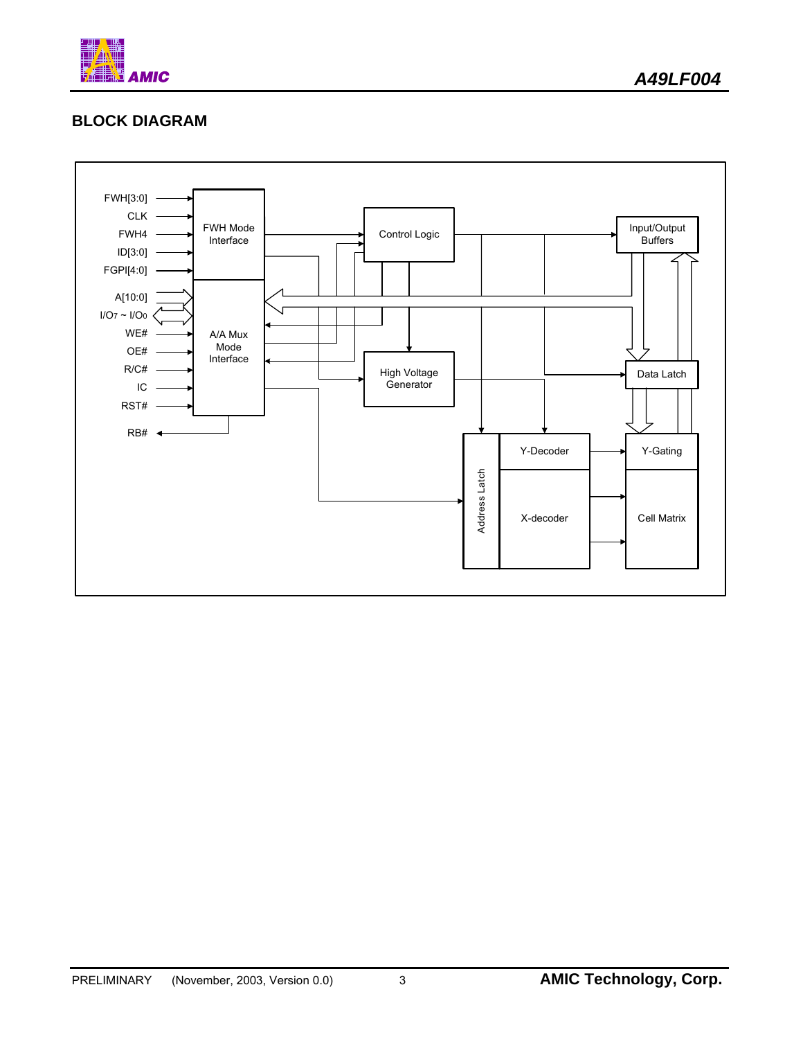## BLOCK DIAGRAM

FWH[3:0]

CLK

FWH4

ID[3:0]

FGPI[4:0]

A[10:0]

$I/O_7 \sim I/O_0$

WE#

OE#

R/C#

IC

RST#

RB#

FWH Mode Interface

A/A Mux Mode Interface

Control Logic

High Voltage Generator

Input/Output Buffers

Data Latch

Y-Decoder

Y-Gating

Address Latch

X-decoder

Cell Matrix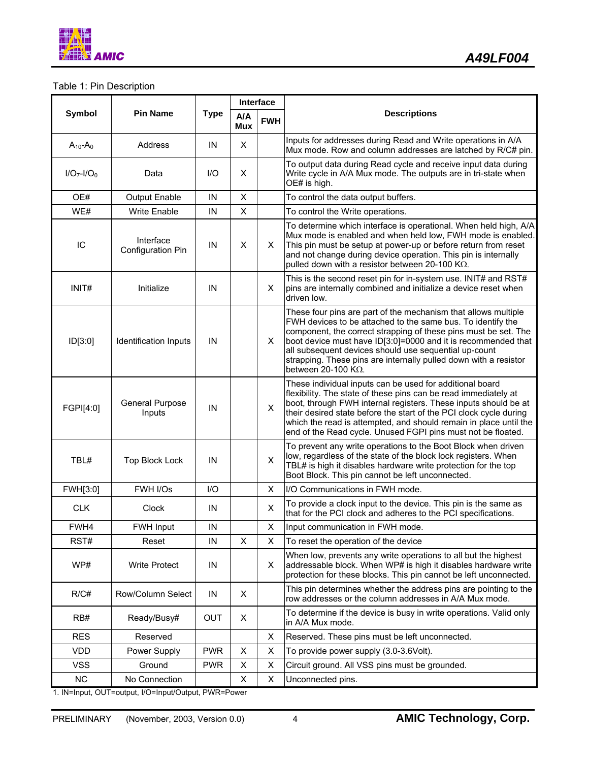Table 1: Pin Description

| Symbol | Pin Name | Type | Interface | | Descriptions |
|---|---|---|---|---|---|
| | | | A/A Mux | FWH | |
| $A_{10}$-$A_0$ | Address | IN | X | | Inputs for addresses during Read and Write operations in A/A Mux mode. Row and column addresses are latched by R/C# pin. |
| $I/O_7$-$I/O_0$ | Data | I/O | X | | To output data during Read cycle and receive input data during Write cycle in A/A Mux mode. The outputs are in tri-state when OE# is high. |
| OE# | Output Enable | IN | X | | To control the data output buffers. |
| WE# | Write Enable | IN | X | | To control the Write operations. |
| IC | Interface Configuration Pin | IN | X | X | To determine which interface is operational. When held high, A/A Mux mode is enabled and when held low, FWH mode is enabled. This pin must be setup at power-up or before return from reset and not change during device operation. This pin is internally pulled down with a resistor between 20-100 KΩ. |
| INIT# | Initialize | IN | | X | This is the second reset pin for in-system use. INIT# and RST# pins are internally combined and initialize a device reset when driven low. |
| ID[3:0] | Identification Inputs | IN | | X | These four pins are part of the mechanism that allows multiple FWH devices to be attached to the same bus. To identify the component, the correct strapping of these pins must be set. The boot device must have ID[3:0]=0000 and it is recommended that all subsequent devices should use sequential up-count strapping. These pins are internally pulled down with a resistor between 20-100 KΩ. |
| FGPI[4:0] | General Purpose Inputs | IN | | X | These individual inputs can be used for additional board flexibility. The state of these pins can be read immediately at boot, through FWH internal registers. These inputs should be at their desired state before the start of the PCI clock cycle during which the read is attempted, and should remain in place until the end of the Read cycle. Unused FGPI pins must not be floated. |
| TBL# | Top Block Lock | IN | | X | To prevent any write operations to the Boot Block when driven low, regardless of the state of the block lock registers. When TBL# is high it disables hardware write protection for the top Boot Block. This pin cannot be left unconnected. |
| FWH[3:0] | FWH I/Os | I/O | | X | I/O Communications in FWH mode. |
| CLK | Clock | IN | | X | To provide a clock input to the device. This pin is the same as that for the PCI clock and adheres to the PCI specifications. |
| FWH4 | FWH Input | IN | | X | Input communication in FWH mode. |
| RST# | Reset | IN | X | X | To reset the operation of the device |
| WP# | Write Protect | IN | | X | When low, prevents any write operations to all but the highest addressable block. When WP# is high it disables hardware write protection for these blocks. This pin cannot be left unconnected. |
| R/C# | Row/Column Select | IN | X | | This pin determines whether the address pins are pointing to the row addresses or the column addresses in A/A Mux mode. |
| RB# | Ready/Busy# | OUT | X | | To determine if the device is busy in write operations. Valid only in A/A Mux mode. |
| RES | Reserved | | | X | Reserved. These pins must be left unconnected. |
| VDD | Power Supply | PWR | X | X | To provide power supply (3.0-3.6Volt). |
| VSS | Ground | PWR | X | X | Circuit ground. All VSS pins must be grounded. |
| NC | No Connection | | X | X | Unconnected pins. |

1. IN=Input, OUT=output, I/O=Input/Output, PWR=Power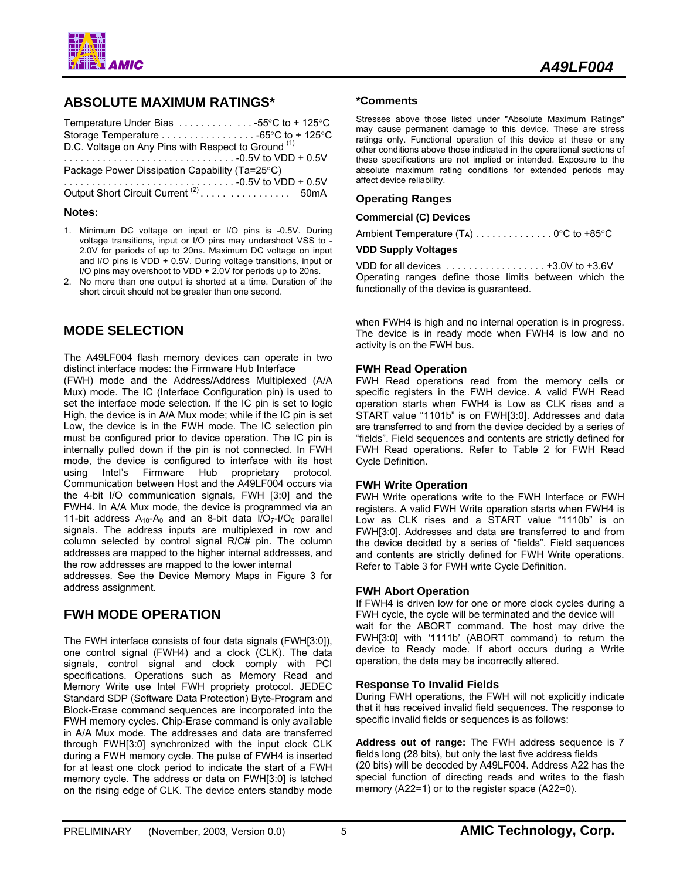## ABSOLUTE MAXIMUM RATINGS*

Temperature Under Bias . . . . . . . . . . . . . . -55°C to + 125°C
Storage Temperature . . . . . . . . . . . . . . . . . -65°C to + 125°C
D.C. Voltage on Any Pins with Respect to Ground [(1)]
. . . . . . . . . . . . . . . . . . . . . . . . . . . . . . . -0.5V to VDD + 0.5V
Package Power Dissipation Capability (Ta=25°C)
. . . . . . . . . . . . . . . . . . . . . . . . . . . . . . . -0.5V to VDD + 0.5V
Output Short Circuit Current [(2)] . . . . . . . . . . . . . . . . 50mA

### Notes:

1. Minimum DC voltage on input or I/O pins is -0.5V. During voltage transitions, input or I/O pins may undershoot VSS to -2.0V for periods of up to 20ns. Maximum DC voltage on input and I/O pins is VDD + 0.5V. During voltage transitions, input or I/O pins may overshoot to VDD + 2.0V for periods up to 20ns.
2. No more than one output is shorted at a time. Duration of the short circuit should not be greater than one second.

### *Comments

Stresses above those listed under "Absolute Maximum Ratings" may cause permanent damage to this device. These are stress ratings only. Functional operation of this device at these or any other conditions above those indicated in the operational sections of these specifications are not implied or intended. Exposure to the absolute maximum rating conditions for extended periods may affect device reliability.

### Operating Ranges

**Commercial (C) Devices**

Ambient Temperature ($T_A$) . . . . . . . . . . . . . . 0°C to +85°C

**VDD Supply Voltages**

VDD for all devices . . . . . . . . . . . . . . . . . . +3.0V to +3.6V
Operating ranges define those limits between which the functionally of the device is guaranteed.

## MODE SELECTION

The A49LF004 flash memory devices can operate in two distinct interface modes: the Firmware Hub Interface (FWH) mode and the Address/Address Multiplexed (A/A Mux) mode. The IC (Interface Configuration pin) is used to set the interface mode selection. If the IC pin is set to logic High, the device is in A/A Mux mode; while if the IC pin is set Low, the device is in the FWH mode. The IC selection pin must be configured prior to device operation. The IC pin is internally pulled down if the pin is not connected. In FWH mode, the device is configured to interface with its host using Intel's Firmware Hub proprietary protocol. Communication between Host and the A49LF004 occurs via the 4-bit I/O communication signals, FWH [3:0] and the FWH4. In A/A Mux mode, the device is programmed via an 11-bit address $A_{10}$-$A_0$ and an 8-bit data $I/O_7$-$I/O_0$ parallel signals. The address inputs are multiplexed in row and column selected by control signal R/C# pin. The column addresses are mapped to the higher internal addresses, and the row addresses are mapped to the lower internal addresses. See the Device Memory Maps in Figure 3 for address assignment.

## FWH MODE OPERATION

The FWH interface consists of four data signals (FWH[3:0]), one control signal (FWH4) and a clock (CLK). The data signals, control signal and clock comply with PCI specifications. Operations such as Memory Read and Memory Write use Intel FWH propriety protocol. JEDEC Standard SDP (Software Data Protection) Byte-Program and Block-Erase command sequences are incorporated into the FWH memory cycles. Chip-Erase command is only available in A/A Mux mode. The addresses and data are transferred through FWH[3:0] synchronized with the input clock CLK during a FWH memory cycle. The pulse of FWH4 is inserted for at least one clock period to indicate the start of a FWH memory cycle. The address or data on FWH[3:0] is latched on the rising edge of CLK. The device enters standby mode when FWH4 is high and no internal operation is in progress. The device is in ready mode when FWH4 is low and no activity is on the FWH bus.

### FWH Read Operation

FWH Read operations read from the memory cells or specific registers in the FWH device. A valid FWH Read operation starts when FWH4 is Low as CLK rises and a START value "1101b" is on FWH[3:0]. Addresses and data are transferred to and from the device decided by a series of "fields". Field sequences and contents are strictly defined for FWH Read operations. Refer to Table 2 for FWH Read Cycle Definition.

### FWH Write Operation

FWH Write operations write to the FWH Interface or FWH registers. A valid FWH Write operation starts when FWH4 is Low as CLK rises and a START value "1110b" is on FWH[3:0]. Addresses and data are transferred to and from the device decided by a series of "fields". Field sequences and contents are strictly defined for FWH Write operations. Refer to Table 3 for FWH write Cycle Definition.

### FWH Abort Operation

If FWH4 is driven low for one or more clock cycles during a FWH cycle, the cycle will be terminated and the device will wait for the ABORT command. The host may drive the FWH[3:0] with '1111b' (ABORT command) to return the device to Ready mode. If abort occurs during a Write operation, the data may be incorrectly altered.

### Response To Invalid Fields

During FWH operations, the FWH will not explicitly indicate that it has received invalid field sequences. The response to specific invalid fields or sequences is as follows:

**Address out of range:** The FWH address sequence is 7 fields long (28 bits), but only the last five address fields (20 bits) will be decoded by A49LF004. Address A22 has the special function of directing reads and writes to the flash memory (A22=1) or to the register space (A22=0).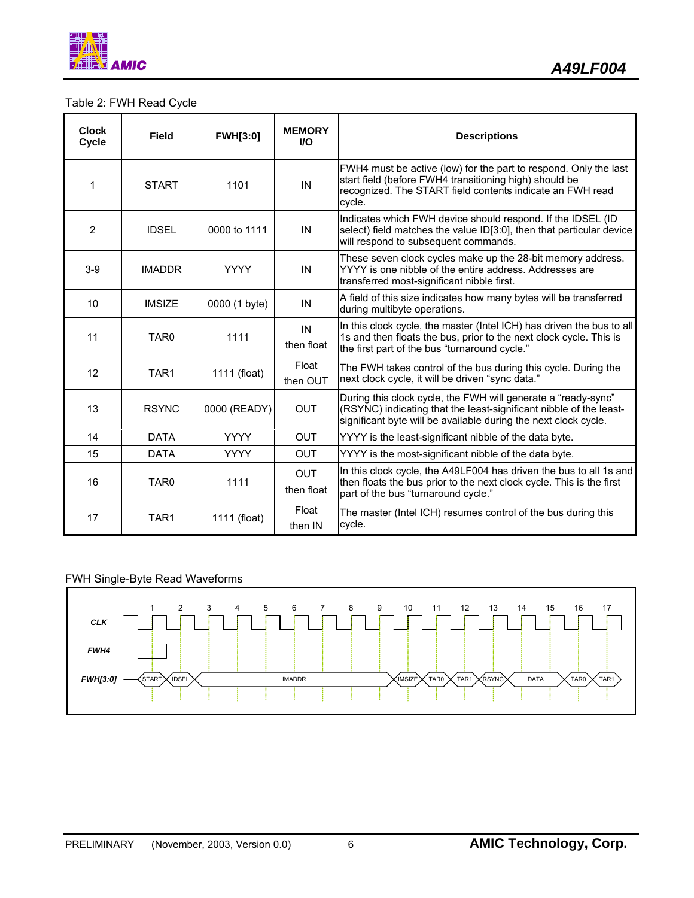Table 2: FWH Read Cycle

| Clock Cycle | Field | FWH[3:0] | MEMORY I/O | Descriptions |
|---|---|---|---|---|
| 1 | START | 1101 | IN | FWH4 must be active (low) for the part to respond. Only the last start field (before FWH4 transitioning high) should be recognized. The START field contents indicate an FWH read cycle. |
| 2 | IDSEL | 0000 to 1111 | IN | Indicates which FWH device should respond. If the IDSEL (ID select) field matches the value ID[3:0], then that particular device will respond to subsequent commands. |
| 3-9 | IMADDR | YYYY | IN | These seven clock cycles make up the 28-bit memory address. YYYY is one nibble of the entire address. Addresses are transferred most-significant nibble first. |
| 10 | IMSIZE | 0000 (1 byte) | IN | A field of this size indicates how many bytes will be transferred during multibyte operations. |
| 11 | TAR0 | 1111 | IN then float | In this clock cycle, the master (Intel ICH) has driven the bus to all 1s and then floats the bus, prior to the next clock cycle. This is the first part of the bus "turnaround cycle." |
| 12 | TAR1 | 1111 (float) | Float then OUT | The FWH takes control of the bus during this cycle. During the next clock cycle, it will be driven "sync data." |
| 13 | RSYNC | 0000 (READY) | OUT | During this clock cycle, the FWH will generate a "ready-sync" (RSYNC) indicating that the least-significant nibble of the least-significant byte will be available during the next clock cycle. |
| 14 | DATA | YYYY | OUT | YYYY is the least-significant nibble of the data byte. |
| 15 | DATA | YYYY | OUT | YYYY is the most-significant nibble of the data byte. |
| 16 | TAR0 | 1111 | OUT then float | In this clock cycle, the A49LF004 has driven the bus to all 1s and then floats the bus prior to the next clock cycle. This is the first part of the bus "turnaround cycle." |
| 17 | TAR1 | 1111 (float) | Float then IN | The master (Intel ICH) resumes control of the bus during this cycle. |

FWH Single-Byte Read Waveforms

CLK

FWH4

FWH[3:0]: START, IDSEL, IMADDR, IMSIZE, TAR0, TAR1, RSYNC, DATA, TAR0, TAR1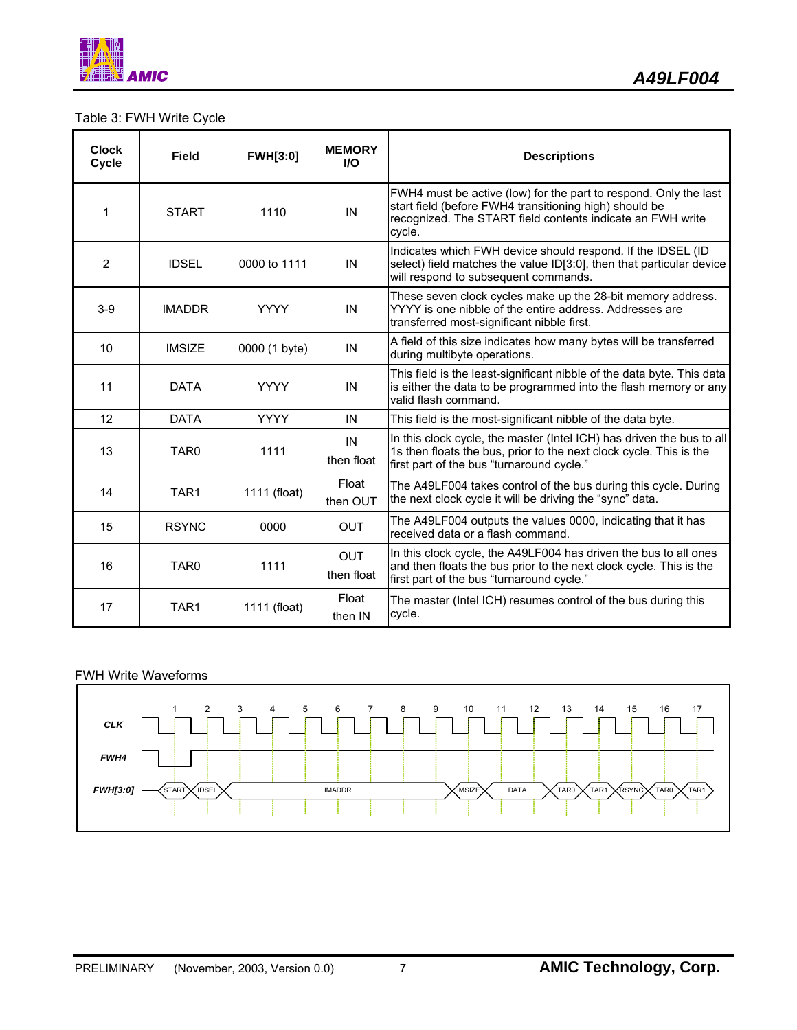Table 3: FWH Write Cycle

| Clock Cycle | Field | FWH[3:0] | MEMORY I/O | Descriptions |
|---|---|---|---|---|
| 1 | START | 1110 | IN | FWH4 must be active (low) for the part to respond. Only the last start field (before FWH4 transitioning high) should be recognized. The START field contents indicate an FWH write cycle. |
| 2 | IDSEL | 0000 to 1111 | IN | Indicates which FWH device should respond. If the IDSEL (ID select) field matches the value ID[3:0], then that particular device will respond to subsequent commands. |
| 3-9 | IMADDR | YYYY | IN | These seven clock cycles make up the 28-bit memory address. YYYY is one nibble of the entire address. Addresses are transferred most-significant nibble first. |
| 10 | IMSIZE | 0000 (1 byte) | IN | A field of this size indicates how many bytes will be transferred during multibyte operations. |
| 11 | DATA | YYYY | IN | This field is the least-significant nibble of the data byte. This data is either the data to be programmed into the flash memory or any valid flash command. |
| 12 | DATA | YYYY | IN | This field is the most-significant nibble of the data byte. |
| 13 | TAR0 | 1111 | IN then float | In this clock cycle, the master (Intel ICH) has driven the bus to all 1s then floats the bus, prior to the next clock cycle. This is the first part of the bus "turnaround cycle." |
| 14 | TAR1 | 1111 (float) | Float then OUT | The A49LF004 takes control of the bus during this cycle. During the next clock cycle it will be driving the "sync" data. |
| 15 | RSYNC | 0000 | OUT | The A49LF004 outputs the values 0000, indicating that it has received data or a flash command. |
| 16 | TAR0 | 1111 | OUT then float | In this clock cycle, the A49LF004 has driven the bus to all ones and then floats the bus prior to the next clock cycle. This is the first part of the bus "turnaround cycle." |
| 17 | TAR1 | 1111 (float) | Float then IN | The master (Intel ICH) resumes control of the bus during this cycle. |

FWH Write Waveforms

CLK: 1 2 3 4 5 6 7 8 9 10 11 12 13 14 15 16 17

FWH4

FWH[3:0]: START | IDSEL | IMADDR | IMSIZE | DATA | TAR0 | TAR1 | RSYNC | TAR0 | TAR1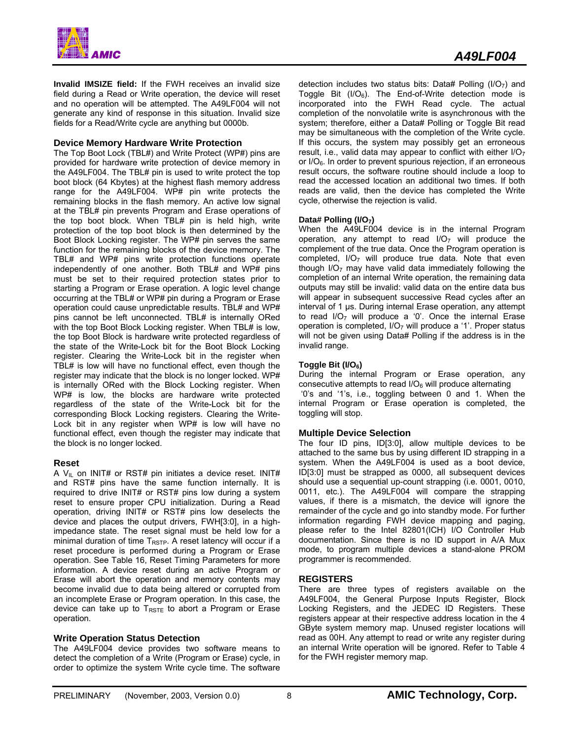**Invalid IMSIZE field:** If the FWH receives an invalid size field during a Read or Write operation, the device will reset and no operation will be attempted. The A49LF004 will not generate any kind of response in this situation. Invalid size fields for a Read/Write cycle are anything but 0000b.

## Device Memory Hardware Write Protection

The Top Boot Lock (TBL#) and Write Protect (WP#) pins are provided for hardware write protection of device memory in the A49LF004. The TBL# pin is used to write protect the top boot block (64 Kbytes) at the highest flash memory address range for the A49LF004. WP# pin write protects the remaining blocks in the flash memory. An active low signal at the TBL# pin prevents Program and Erase operations of the top boot block. When TBL# pin is held high, write protection of the top boot block is then determined by the Boot Block Locking register. The WP# pin serves the same function for the remaining blocks of the device memory. The TBL# and WP# pins write protection functions operate independently of one another. Both TBL# and WP# pins must be set to their required protection states prior to starting a Program or Erase operation. A logic level change occurring at the TBL# or WP# pin during a Program or Erase operation could cause unpredictable results. TBL# and WP# pins cannot be left unconnected. TBL# is internally ORed with the top Boot Block Locking register. When TBL# is low, the top Boot Block is hardware write protected regardless of the state of the Write-Lock bit for the Boot Block Locking register. Clearing the Write-Lock bit in the register when TBL# is low will have no functional effect, even though the register may indicate that the block is no longer locked. WP# is internally ORed with the Block Locking register. When WP# is low, the blocks are hardware write protected regardless of the state of the Write-Lock bit for the corresponding Block Locking registers. Clearing the Write-Lock bit in any register when WP# is low will have no functional effect, even though the register may indicate that the block is no longer locked.

## Reset

A $V_{IL}$ on INIT# or RST# pin initiates a device reset. INIT# and RST# pins have the same function internally. It is required to drive INIT# or RST# pins low during a system reset to ensure proper CPU initialization. During a Read operation, driving INIT# or RST# pins low deselects the device and places the output drivers, FWH[3:0], in a high-impedance state. The reset signal must be held low for a minimal duration of time $T_{RSTP}$. A reset latency will occur if a reset procedure is performed during a Program or Erase operation. See Table 16, Reset Timing Parameters for more information. A device reset during an active Program or Erase will abort the operation and memory contents may become invalid due to data being altered or corrupted from an incomplete Erase or Program operation. In this case, the device can take up to $T_{RSTE}$ to abort a Program or Erase operation.

## Write Operation Status Detection

The A49LF004 device provides two software means to detect the completion of a Write (Program or Erase) cycle, in order to optimize the system Write cycle time. The software detection includes two status bits: Data# Polling ($I/O_7$) and Toggle Bit ($I/O_6$). The End-of-Write detection mode is incorporated into the FWH Read cycle. The actual completion of the nonvolatile write is asynchronous with the system; therefore, either a Data# Polling or Toggle Bit read may be simultaneous with the completion of the Write cycle. If this occurs, the system may possibly get an erroneous result, i.e., valid data may appear to conflict with either $I/O_7$ or $I/O_6$. In order to prevent spurious rejection, if an erroneous result occurs, the software routine should include a loop to read the accessed location an additional two times. If both reads are valid, then the device has completed the Write cycle, otherwise the rejection is valid.

### Data# Polling ($I/O_7$)

When the A49LF004 device is in the internal Program operation, any attempt to read $I/O_7$ will produce the complement of the true data. Once the Program operation is completed, $I/O_7$ will produce true data. Note that even though $I/O_7$ may have valid data immediately following the completion of an internal Write operation, the remaining data outputs may still be invalid: valid data on the entire data bus will appear in subsequent successive Read cycles after an interval of 1 µs. During internal Erase operation, any attempt to read $I/O_7$ will produce a '0'. Once the internal Erase operation is completed, $I/O_7$ will produce a '1'. Proper status will not be given using Data# Polling if the address is in the invalid range.

### Toggle Bit ($I/O_6$)

During the internal Program or Erase operation, any consecutive attempts to read $I/O_6$ will produce alternating '0's and '1's, i.e., toggling between 0 and 1. When the internal Program or Erase operation is completed, the toggling will stop.

## Multiple Device Selection

The four ID pins, ID[3:0], allow multiple devices to be attached to the same bus by using different ID strapping in a system. When the A49LF004 is used as a boot device, ID[3:0] must be strapped as 0000, all subsequent devices should use a sequential up-count strapping (i.e. 0001, 0010, 0011, etc.). The A49LF004 will compare the strapping values, if there is a mismatch, the device will ignore the remainder of the cycle and go into standby mode. For further information regarding FWH device mapping and paging, please refer to the Intel 82801(ICH) I/O Controller Hub documentation. Since there is no ID support in A/A Mux mode, to program multiple devices a stand-alone PROM programmer is recommended.

## REGISTERS

There are three types of registers available on the A49LF004, the General Purpose Inputs Register, Block Locking Registers, and the JEDEC ID Registers. These registers appear at their respective address location in the 4 GByte system memory map. Unused register locations will read as 00H. Any attempt to read or write any register during an internal Write operation will be ignored. Refer to Table 4 for the FWH register memory map.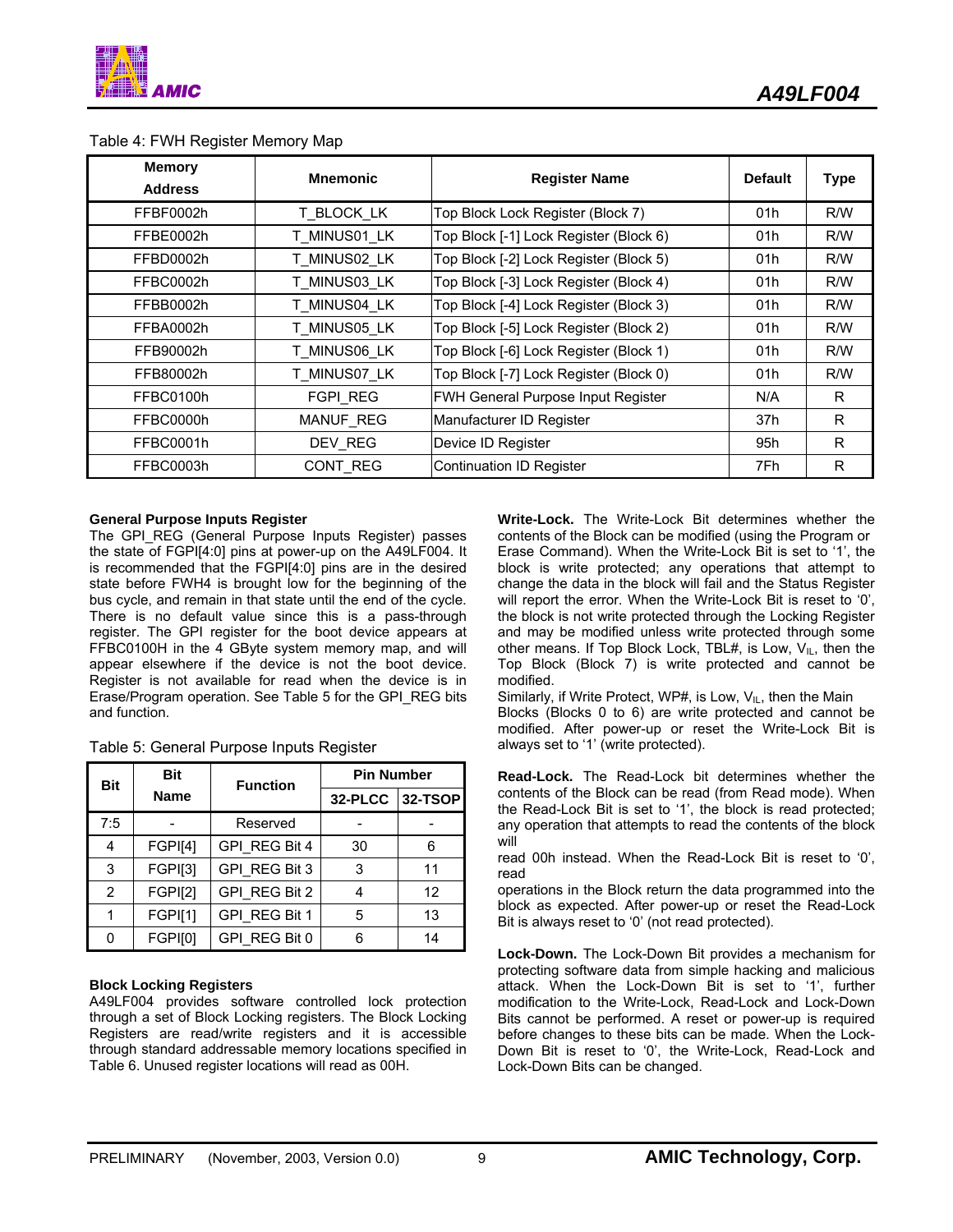Table 4: FWH Register Memory Map

| Memory Address | Mnemonic | Register Name | Default | Type |
|---|---|---|---|---|
| FFBF0002h | T_BLOCK_LK | Top Block Lock Register (Block 7) | 01h | R/W |
| FFBE0002h | T_MINUS01_LK | Top Block [-1] Lock Register (Block 6) | 01h | R/W |
| FFBD0002h | T_MINUS02_LK | Top Block [-2] Lock Register (Block 5) | 01h | R/W |
| FFBC0002h | T_MINUS03_LK | Top Block [-3] Lock Register (Block 4) | 01h | R/W |
| FFBB0002h | T_MINUS04_LK | Top Block [-4] Lock Register (Block 3) | 01h | R/W |
| FFBA0002h | T_MINUS05_LK | Top Block [-5] Lock Register (Block 2) | 01h | R/W |
| FFB90002h | T_MINUS06_LK | Top Block [-6] Lock Register (Block 1) | 01h | R/W |
| FFB80002h | T_MINUS07_LK | Top Block [-7] Lock Register (Block 0) | 01h | R/W |
| FFBC0100h | FGPI_REG | FWH General Purpose Input Register | N/A | R |
| FFBC0000h | MANUF_REG | Manufacturer ID Register | 37h | R |
| FFBC0001h | DEV_REG | Device ID Register | 95h | R |
| FFBC0003h | CONT_REG | Continuation ID Register | 7Fh | R |

**General Purpose Inputs Register**

The GPI_REG (General Purpose Inputs Register) passes the state of FGPI[4:0] pins at power-up on the A49LF004. It is recommended that the FGPI[4:0] pins are in the desired state before FWH4 is brought low for the beginning of the bus cycle, and remain in that state until the end of the cycle. There is no default value since this is a pass-through register. The GPI register for the boot device appears at FFBC0100H in the 4 GByte system memory map, and will appear elsewhere if the device is not the boot device. Register is not available for read when the device is in Erase/Program operation. See Table 5 for the GPI_REG bits and function.

Table 5: General Purpose Inputs Register

| Bit | Bit Name | Function | Pin Number | |
|---|---|---|---|---|
| | | | 32-PLCC | 32-TSOP |
| 7:5 | - | Reserved | - | - |
| 4 | FGPI[4] | GPI_REG Bit 4 | 30 | 6 |
| 3 | FGPI[3] | GPI_REG Bit 3 | 3 | 11 |
| 2 | FGPI[2] | GPI_REG Bit 2 | 4 | 12 |
| 1 | FGPI[1] | GPI_REG Bit 1 | 5 | 13 |
| 0 | FGPI[0] | GPI_REG Bit 0 | 6 | 14 |

**Block Locking Registers**

A49LF004 provides software controlled lock protection through a set of Block Locking registers. The Block Locking Registers are read/write registers and it is accessible through standard addressable memory locations specified in Table 6. Unused register locations will read as 00H.

**Write-Lock.** The Write-Lock Bit determines whether the contents of the Block can be modified (using the Program or Erase Command). When the Write-Lock Bit is set to '1', the block is write protected; any operations that attempt to change the data in the block will fail and the Status Register will report the error. When the Write-Lock Bit is reset to '0', the block is not write protected through the Locking Register and may be modified unless write protected through some other means. If Top Block Lock, TBL#, is Low, $V_{IL}$, then the Top Block (Block 7) is write protected and cannot be modified.

Similarly, if Write Protect, WP#, is Low, $V_{IL}$, then the Main Blocks (Blocks 0 to 6) are write protected and cannot be modified. After power-up or reset the Write-Lock Bit is always set to '1' (write protected).

**Read-Lock.** The Read-Lock bit determines whether the contents of the Block can be read (from Read mode). When the Read-Lock Bit is set to '1', the block is read protected; any operation that attempts to read the contents of the block will read 00h instead. When the Read-Lock Bit is reset to '0', read operations in the Block return the data programmed into the block as expected. After power-up or reset the Read-Lock Bit is always reset to '0' (not read protected).

**Lock-Down.** The Lock-Down Bit provides a mechanism for protecting software data from simple hacking and malicious attack. When the Lock-Down Bit is set to '1', further modification to the Write-Lock, Read-Lock and Lock-Down Bits cannot be performed. A reset or power-up is required before changes to these bits can be made. When the Lock-Down Bit is reset to '0', the Write-Lock, Read-Lock and Lock-Down Bits can be changed.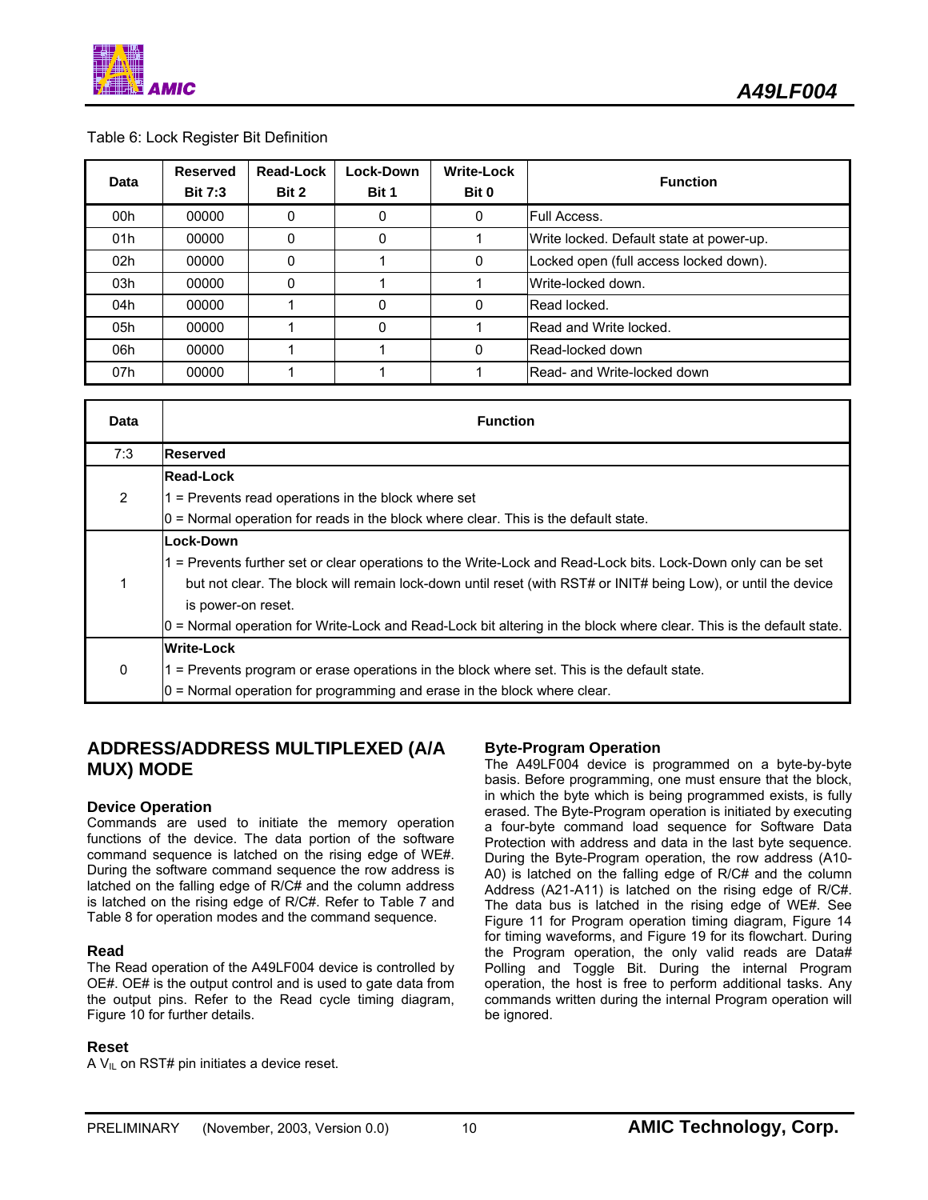Table 6: Lock Register Bit Definition

| Data | Reserved Bit 7:3 | Read-Lock Bit 2 | Lock-Down Bit 1 | Write-Lock Bit 0 | Function |
|---|---|---|---|---|---|
| 00h | 00000 | 0 | 0 | 0 | Full Access. |
| 01h | 00000 | 0 | 0 | 1 | Write locked. Default state at power-up. |
| 02h | 00000 | 0 | 1 | 0 | Locked open (full access locked down). |
| 03h | 00000 | 0 | 1 | 1 | Write-locked down. |
| 04h | 00000 | 1 | 0 | 0 | Read locked. |
| 05h | 00000 | 1 | 0 | 1 | Read and Write locked. |
| 06h | 00000 | 1 | 1 | 0 | Read-locked down |
| 07h | 00000 | 1 | 1 | 1 | Read- and Write-locked down |

| Data | Function |
|---|---|
| 7:3 | **Reserved** |
| 2 | **Read-Lock**<br>1 = Prevents read operations in the block where set<br>0 = Normal operation for reads in the block where clear. This is the default state. |
| 1 | **Lock-Down**<br>1 = Prevents further set or clear operations to the Write-Lock and Read-Lock bits. Lock-Down only can be set but not clear. The block will remain lock-down until reset (with RST# or INIT# being Low), or until the device is power-on reset.<br>0 = Normal operation for Write-Lock and Read-Lock bit altering in the block where clear. This is the default state. |
| 0 | **Write-Lock**<br>1 = Prevents program or erase operations in the block where set. This is the default state.<br>0 = Normal operation for programming and erase in the block where clear. |

## ADDRESS/ADDRESS MULTIPLEXED (A/A MUX) MODE

### Device Operation

Commands are used to initiate the memory operation functions of the device. The data portion of the software command sequence is latched on the rising edge of WE#. During the software command sequence the row address is latched on the falling edge of R/C# and the column address is latched on the rising edge of R/C#. Refer to Table 7 and Table 8 for operation modes and the command sequence.

### Read

The Read operation of the A49LF004 device is controlled by OE#. OE# is the output control and is used to gate data from the output pins. Refer to the Read cycle timing diagram, Figure 10 for further details.

### Reset

A $V_{IL}$ on RST# pin initiates a device reset.

### Byte-Program Operation

The A49LF004 device is programmed on a byte-by-byte basis. Before programming, one must ensure that the block, in which the byte which is being programmed exists, is fully erased. The Byte-Program operation is initiated by executing a four-byte command load sequence for Software Data Protection with address and data in the last byte sequence. During the Byte-Program operation, the row address (A10-A0) is latched on the falling edge of R/C# and the column Address (A21-A11) is latched on the rising edge of R/C#. The data bus is latched in the rising edge of WE#. See Figure 11 for Program operation timing diagram, Figure 14 for timing waveforms, and Figure 19 for its flowchart. During the Program operation, the only valid reads are Data# Polling and Toggle Bit. During the internal Program operation, the host is free to perform additional tasks. Any commands written during the internal Program operation will be ignored.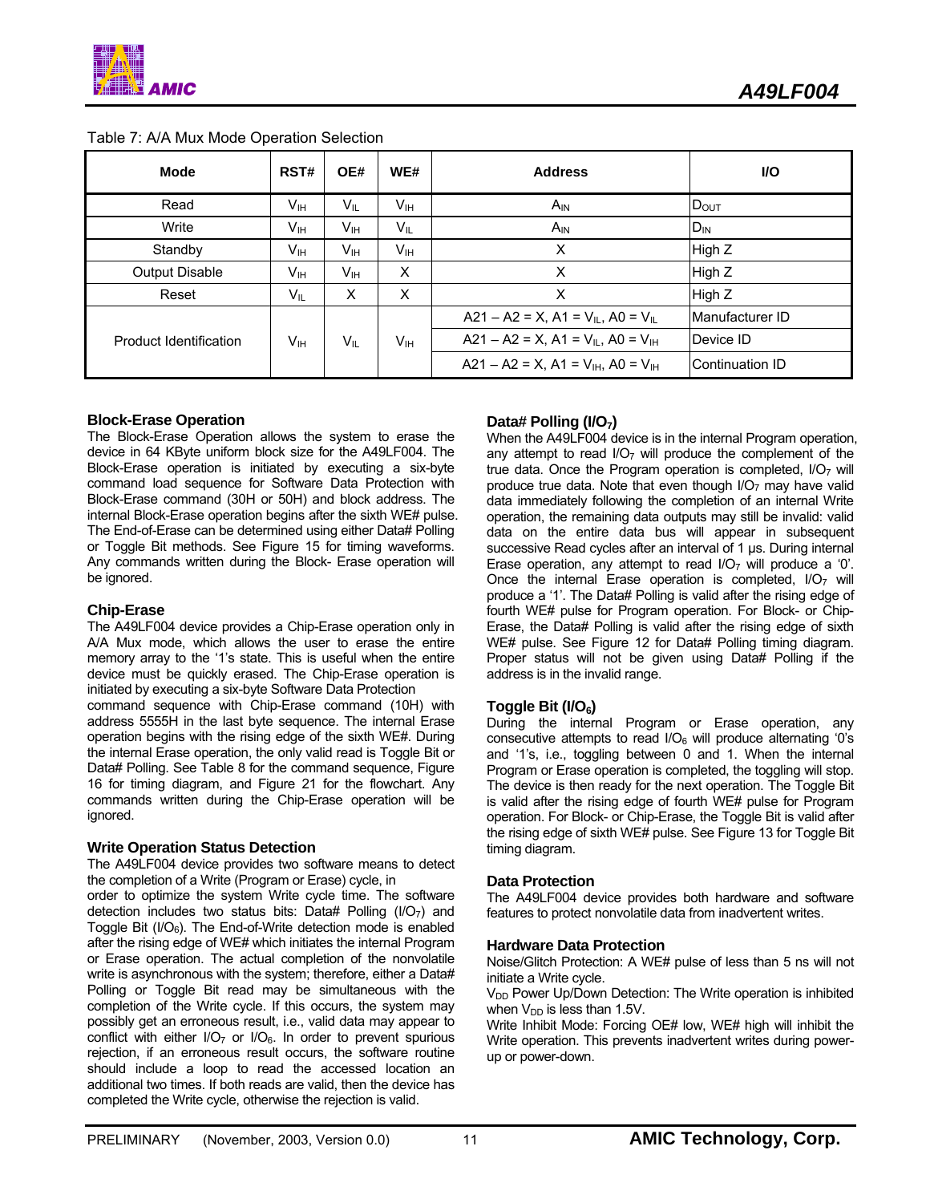Table 7: A/A Mux Mode Operation Selection

| Mode | RST# | OE# | WE# | Address | I/O |
|---|---|---|---|---|---|
| Read | $V_{IH}$ | $V_{IL}$ | $V_{IH}$ | $A_{IN}$ | $D_{OUT}$ |
| Write | $V_{IH}$ | $V_{IH}$ | $V_{IL}$ | $A_{IN}$ | $D_{IN}$ |
| Standby | $V_{IH}$ | $V_{IH}$ | $V_{IH}$ | X | High Z |
| Output Disable | $V_{IH}$ | $V_{IH}$ | X | X | High Z |
| Reset | $V_{IL}$ | X | X | X | High Z |
| Product Identification | $V_{IH}$ | $V_{IL}$ | $V_{IH}$ | A21 – A2 = X, A1 = $V_{IL}$, A0 = $V_{IL}$ | Manufacturer ID |
| | | | | A21 – A2 = X, A1 = $V_{IL}$, A0 = $V_{IH}$ | Device ID |
| | | | | A21 – A2 = X, A1 = $V_{IH}$, A0 = $V_{IH}$ | Continuation ID |

### Block-Erase Operation

The Block-Erase Operation allows the system to erase the device in 64 KByte uniform block size for the A49LF004. The Block-Erase operation is initiated by executing a six-byte command load sequence for Software Data Protection with Block-Erase command (30H or 50H) and block address. The internal Block-Erase operation begins after the sixth WE# pulse. The End-of-Erase can be determined using either Data# Polling or Toggle Bit methods. See Figure 15 for timing waveforms. Any commands written during the Block- Erase operation will be ignored.

### Chip-Erase

The A49LF004 device provides a Chip-Erase operation only in A/A Mux mode, which allows the user to erase the entire memory array to the '1's state. This is useful when the entire device must be quickly erased. The Chip-Erase operation is initiated by executing a six-byte Software Data Protection command sequence with Chip-Erase command (10H) with address 5555H in the last byte sequence. The internal Erase operation begins with the rising edge of the sixth WE#. During the internal Erase operation, the only valid read is Toggle Bit or Data# Polling. See Table 8 for the command sequence, Figure 16 for timing diagram, and Figure 21 for the flowchart. Any commands written during the Chip-Erase operation will be ignored.

### Write Operation Status Detection

The A49LF004 device provides two software means to detect the completion of a Write (Program or Erase) cycle, in order to optimize the system Write cycle time. The software detection includes two status bits: Data# Polling ($I/O_7$) and Toggle Bit ($I/O_6$). The End-of-Write detection mode is enabled after the rising edge of WE# which initiates the internal Program or Erase operation. The actual completion of the nonvolatile write is asynchronous with the system; therefore, either a Data# Polling or Toggle Bit read may be simultaneous with the completion of the Write cycle. If this occurs, the system may possibly get an erroneous result, i.e., valid data may appear to conflict with either $I/O_7$ or $I/O_6$. In order to prevent spurious rejection, if an erroneous result occurs, the software routine should include a loop to read the accessed location an additional two times. If both reads are valid, then the device has completed the Write cycle, otherwise the rejection is valid.

### Data# Polling ($I/O_7$)

When the A49LF004 device is in the internal Program operation, any attempt to read $I/O_7$ will produce the complement of the true data. Once the Program operation is completed, $I/O_7$ will produce true data. Note that even though $I/O_7$ may have valid data immediately following the completion of an internal Write operation, the remaining data outputs may still be invalid: valid data on the entire data bus will appear in subsequent successive Read cycles after an interval of 1 µs. During internal Erase operation, any attempt to read $I/O_7$ will produce a '0'. Once the internal Erase operation is completed, $I/O_7$ will produce a '1'. The Data# Polling is valid after the rising edge of fourth WE# pulse for Program operation. For Block- or Chip-Erase, the Data# Polling is valid after the rising edge of sixth WE# pulse. See Figure 12 for Data# Polling timing diagram. Proper status will not be given using Data# Polling if the address is in the invalid range.

### Toggle Bit ($I/O_6$)

During the internal Program or Erase operation, any consecutive attempts to read $I/O_6$ will produce alternating '0's and '1's, i.e., toggling between 0 and 1. When the internal Program or Erase operation is completed, the toggling will stop. The device is then ready for the next operation. The Toggle Bit is valid after the rising edge of fourth WE# pulse for Program operation. For Block- or Chip-Erase, the Toggle Bit is valid after the rising edge of sixth WE# pulse. See Figure 13 for Toggle Bit timing diagram.

### Data Protection

The A49LF004 device provides both hardware and software features to protect nonvolatile data from inadvertent writes.

### Hardware Data Protection

Noise/Glitch Protection: A WE# pulse of less than 5 ns will not initiate a Write cycle.

$V_{DD}$ Power Up/Down Detection: The Write operation is inhibited when $V_{DD}$ is less than 1.5V.

Write Inhibit Mode: Forcing OE# low, WE# high will inhibit the Write operation. This prevents inadvertent writes during power-up or power-down.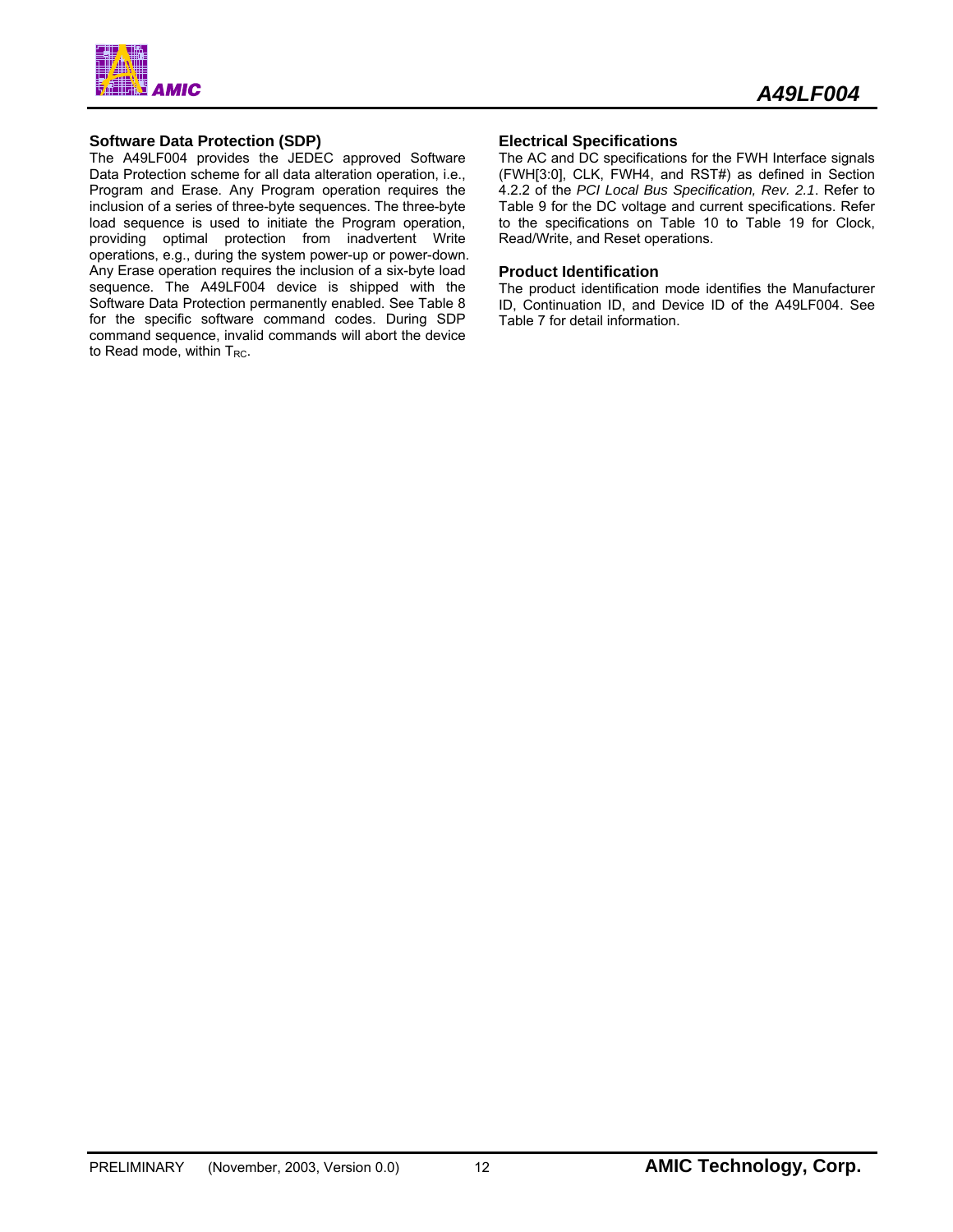## Software Data Protection (SDP)

The A49LF004 provides the JEDEC approved Software Data Protection scheme for all data alteration operation, i.e., Program and Erase. Any Program operation requires the inclusion of a series of three-byte sequences. The three-byte load sequence is used to initiate the Program operation, providing optimal protection from inadvertent Write operations, e.g., during the system power-up or power-down. Any Erase operation requires the inclusion of a six-byte load sequence. The A49LF004 device is shipped with the Software Data Protection permanently enabled. See Table 8 for the specific software command codes. During SDP command sequence, invalid commands will abort the device to Read mode, within $T_{RC}$.

## Electrical Specifications

The AC and DC specifications for the FWH Interface signals (FWH[3:0], CLK, FWH4, and RST#) as defined in Section 4.2.2 of the *PCI Local Bus Specification, Rev. 2.1*. Refer to Table 9 for the DC voltage and current specifications. Refer to the specifications on Table 10 to Table 19 for Clock, Read/Write, and Reset operations.

## Product Identification

The product identification mode identifies the Manufacturer ID, Continuation ID, and Device ID of the A49LF004. See Table 7 for detail information.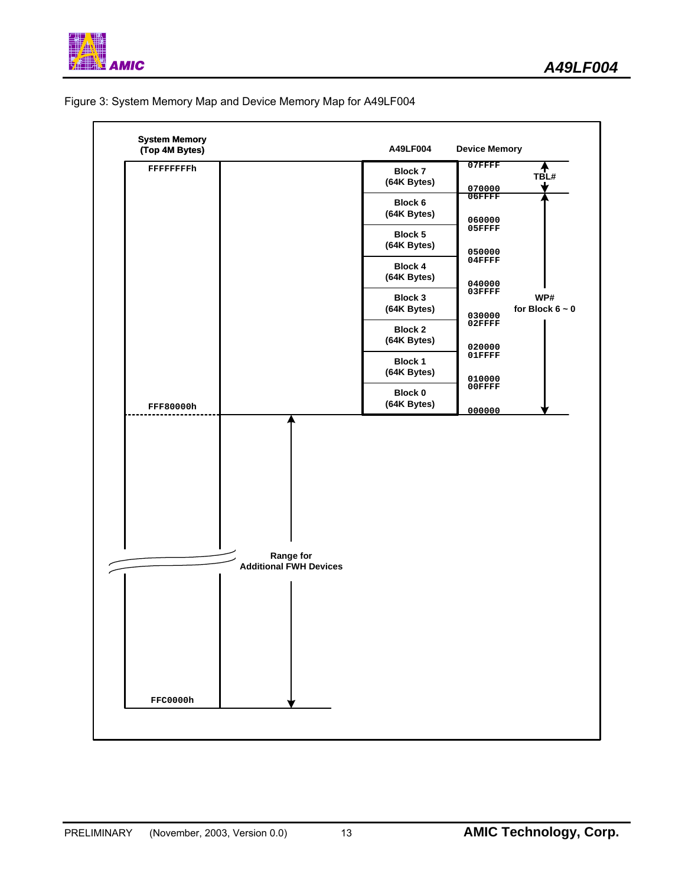Figure 3: System Memory Map and Device Memory Map for A49LF004

| System Memory (Top 4M Bytes) | A49LF004 | Device Memory | |
|---|---|---|---|
| FFFFFFFFh | Block 7 (64K Bytes) | 07FFFF – 070000 | TBL# |
| | Block 6 (64K Bytes) | 06FFFF – 060000 | WP# for Block 6 ~ 0 |
| | Block 5 (64K Bytes) | 05FFFF – 050000 | |
| | Block 4 (64K Bytes) | 04FFFF – 040000 | |
| | Block 3 (64K Bytes) | 03FFFF – 030000 | |
| | Block 2 (64K Bytes) | 02FFFF – 020000 | |
| | Block 1 (64K Bytes) | 01FFFF – 010000 | |
| FFF80000h | Block 0 (64K Bytes) | 00FFFF – 000000 | |
| FFC0000h | Range for Additional FWH Devices | | |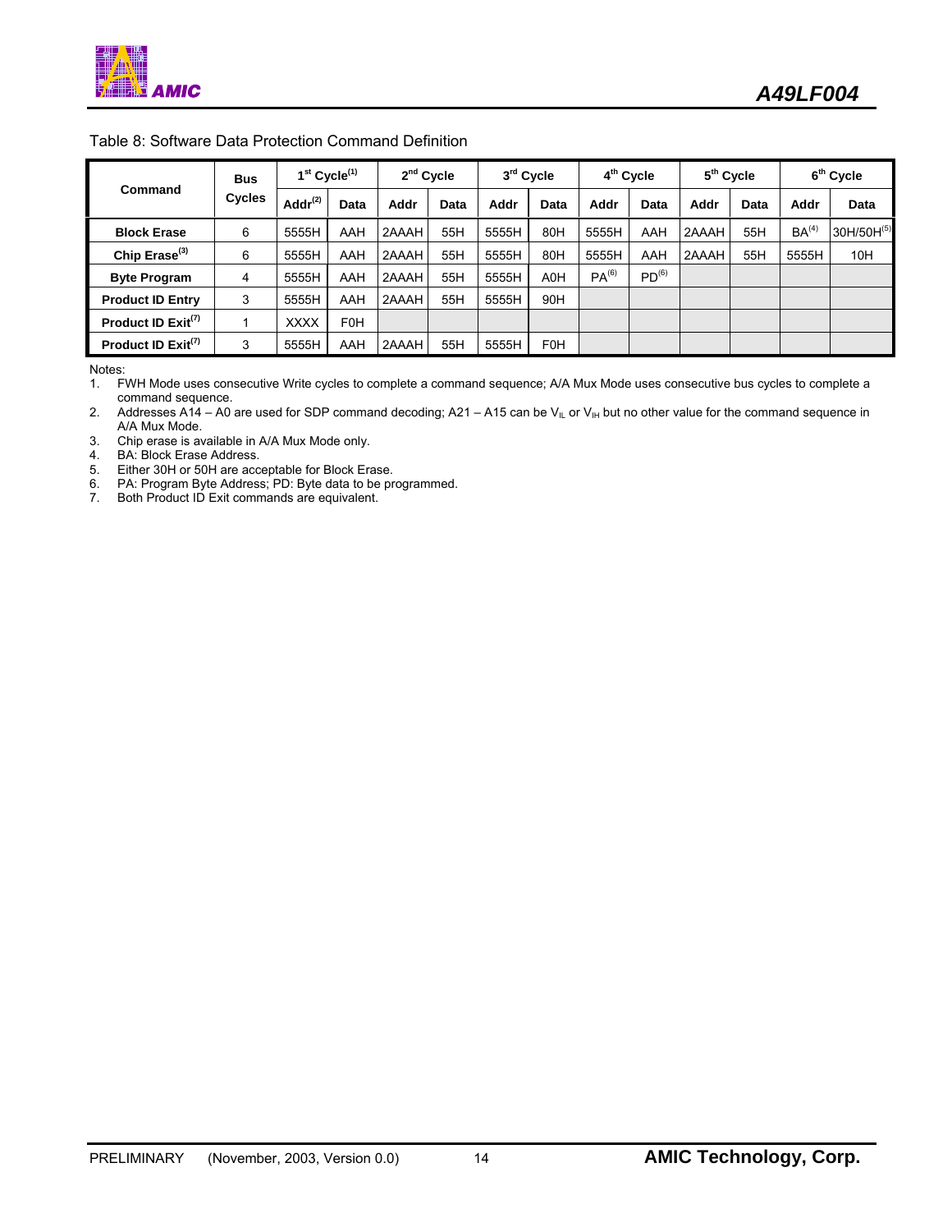Table 8: Software Data Protection Command Definition

| Command | Bus Cycles | 1st Cycle(1) | | 2nd Cycle | | 3rd Cycle | | 4th Cycle | | 5th Cycle | | 6th Cycle | |
|---|---|---|---|---|---|---|---|---|---|---|---|---|---|
| | | Addr(2) | Data | Addr | Data | Addr | Data | Addr | Data | Addr | Data | Addr | Data |
| **Block Erase** | 6 | 5555H | AAH | 2AAAH | 55H | 5555H | 80H | 5555H | AAH | 2AAAH | 55H | BA(4) | 30H/50H(5) |
| **Chip Erase(3)** | 6 | 5555H | AAH | 2AAAH | 55H | 5555H | 80H | 5555H | AAH | 2AAAH | 55H | 5555H | 10H |
| **Byte Program** | 4 | 5555H | AAH | 2AAAH | 55H | 5555H | A0H | PA(6) | PD(6) | | | | |
| **Product ID Entry** | 3 | 5555H | AAH | 2AAAH | 55H | 5555H | 90H | | | | | | |
| **Product ID Exit(7)** | 1 | XXXX | F0H | | | | | | | | | | |
| **Product ID Exit(7)** | 3 | 5555H | AAH | 2AAAH | 55H | 5555H | F0H | | | | | | |

Notes:

1. FWH Mode uses consecutive Write cycles to complete a command sequence; A/A Mux Mode uses consecutive bus cycles to complete a command sequence.
2. Addresses A14 – A0 are used for SDP command decoding; A21 – A15 can be $V_{IL}$ or $V_{IH}$ but no other value for the command sequence in A/A Mux Mode.
3. Chip erase is available in A/A Mux Mode only.
4. BA: Block Erase Address.
5. Either 30H or 50H are acceptable for Block Erase.
6. PA: Program Byte Address; PD: Byte data to be programmed.
7. Both Product ID Exit commands are equivalent.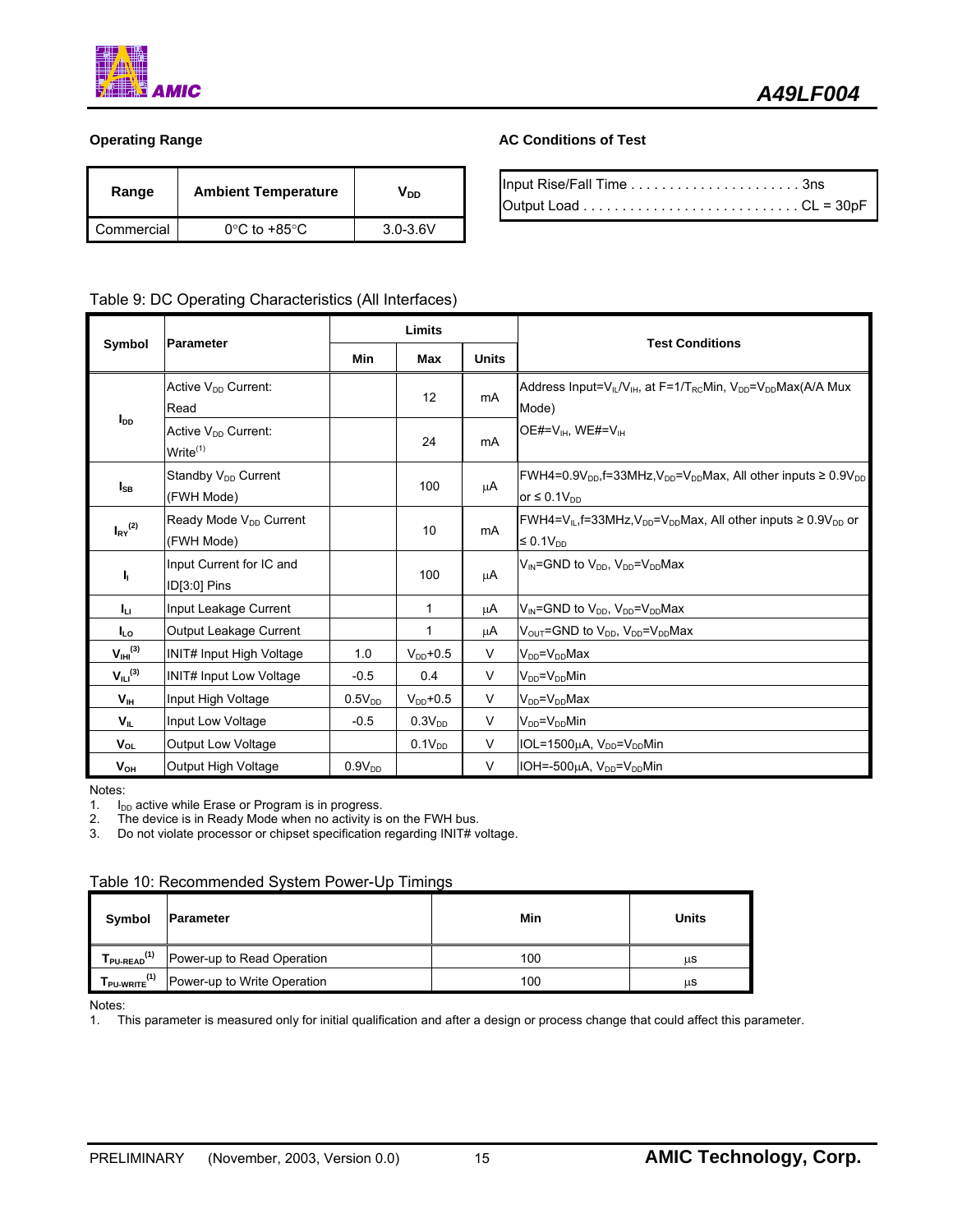### Operating Range

| Range | Ambient Temperature | $V_{DD}$ |
|---|---|---|
| Commercial | 0°C to +85°C | 3.0-3.6V |

### AC Conditions of Test

Input Rise/Fall Time . . . . . . . . . . . . . . . . . . . . . . 3ns
Output Load . . . . . . . . . . . . . . . . . . . . . . . . . . . . CL = 30pF

Table 9: DC Operating Characteristics (All Interfaces)

| Symbol | Parameter | Limits | | | Test Conditions |
|---|---|---|---|---|---|
| | | Min | Max | Units | |
| $I_{DD}$ | Active $V_{DD}$ Current: Read | | 12 | mA | Address Input=$V_{IL}$/$V_{IH}$, at F=1/$T_{RC}$Min, $V_{DD}$=$V_{DD}$Max(A/A Mux Mode) |
| | Active $V_{DD}$ Current: Write[1] | | 24 | mA | OE#=$V_{IH}$, WE#=$V_{IH}$ |
| $I_{SB}$ | Standby $V_{DD}$ Current (FWH Mode) | | 100 | μA | FWH4=0.9$V_{DD}$,f=33MHz,$V_{DD}$=$V_{DD}$Max, All other inputs ≥ 0.9$V_{DD}$ or ≤ 0.1$V_{DD}$ |
| $I_{RY}$[2] | Ready Mode $V_{DD}$ Current (FWH Mode) | | 10 | mA | FWH4=$V_{IL}$,f=33MHz,$V_{DD}$=$V_{DD}$Max, All other inputs ≥ 0.9$V_{DD}$ or ≤ 0.1$V_{DD}$ |
| $I_I$ | Input Current for IC and ID[3:0] Pins | | 100 | μA | $V_{IN}$=GND to $V_{DD}$, $V_{DD}$=$V_{DD}$Max |
| $I_{LI}$ | Input Leakage Current | | 1 | μA | $V_{IN}$=GND to $V_{DD}$, $V_{DD}$=$V_{DD}$Max |
| $I_{LO}$ | Output Leakage Current | | 1 | μA | $V_{OUT}$=GND to $V_{DD}$, $V_{DD}$=$V_{DD}$Max |
| $V_{IHI}$[3] | INIT# Input High Voltage | 1.0 | $V_{DD}$+0.5 | V | $V_{DD}$=$V_{DD}$Max |
| $V_{ILI}$[3] | INIT# Input Low Voltage | -0.5 | 0.4 | V | $V_{DD}$=$V_{DD}$Min |
| $V_{IH}$ | Input High Voltage | 0.5$V_{DD}$ | $V_{DD}$+0.5 | V | $V_{DD}$=$V_{DD}$Max |
| $V_{IL}$ | Input Low Voltage | -0.5 | 0.3$V_{DD}$ | V | $V_{DD}$=$V_{DD}$Min |
| $V_{OL}$ | Output Low Voltage | | 0.1$V_{DD}$ | V | IOL=1500μA, $V_{DD}$=$V_{DD}$Min |
| $V_{OH}$ | Output High Voltage | 0.9$V_{DD}$ | | V | IOH=-500μA, $V_{DD}$=$V_{DD}$Min |

Notes:
1. $I_{DD}$ active while Erase or Program is in progress.
2. The device is in Ready Mode when no activity is on the FWH bus.
3. Do not violate processor or chipset specification regarding INIT# voltage.

Table 10: Recommended System Power-Up Timings

| Symbol | Parameter | Min | Units |
|---|---|---|---|
| $T_{PU-READ}$[1] | Power-up to Read Operation | 100 | μs |
| $T_{PU-WRITE}$[1] | Power-up to Write Operation | 100 | μs |

Notes:
1. This parameter is measured only for initial qualification and after a design or process change that could affect this parameter.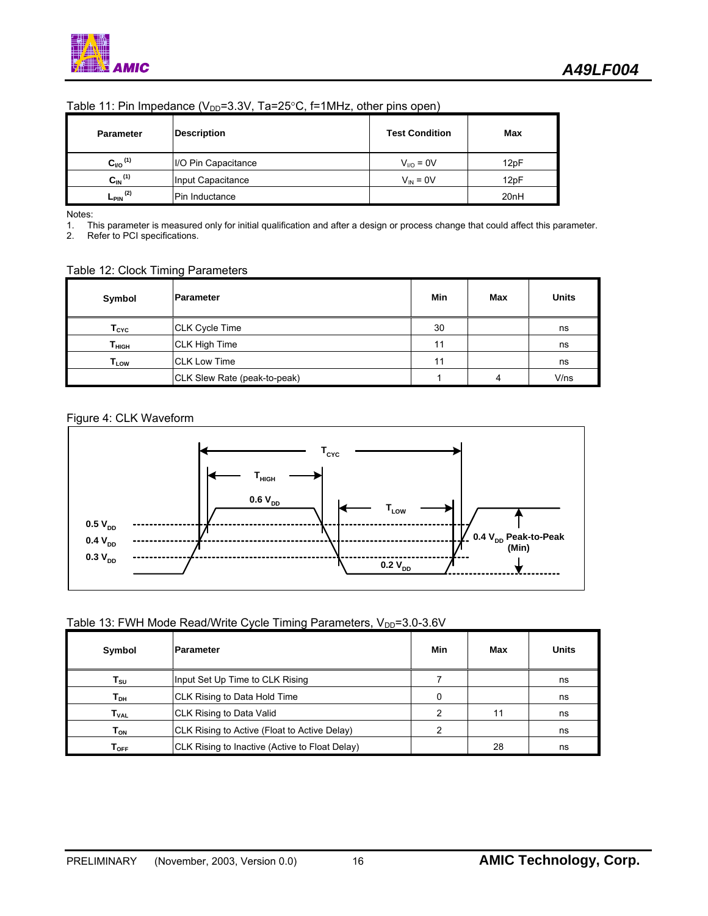Table 11: Pin Impedance ($V_{DD}$=3.3V, Ta=25°C, f=1MHz, other pins open)

| Parameter | Description | Test Condition | Max |
|---|---|---|---|
| $C_{I/O}$ (1) | I/O Pin Capacitance | $V_{I/O}$ = 0V | 12pF |
| $C_{IN}$ (1) | Input Capacitance | $V_{IN}$ = 0V | 12pF |
| $L_{PIN}$ (2) | Pin Inductance | | 20nH |

Notes:

1. This parameter is measured only for initial qualification and after a design or process change that could affect this parameter.
2. Refer to PCI specifications.

Table 12: Clock Timing Parameters

| Symbol | Parameter | Min | Max | Units |
|---|---|---|---|---|
| $T_{CYC}$ | CLK Cycle Time | 30 | | ns |
| $T_{HIGH}$ | CLK High Time | 11 | | ns |
| $T_{LOW}$ | CLK Low Time | 11 | | ns |
| | CLK Slew Rate (peak-to-peak) | 1 | 4 | V/ns |

Figure 4: CLK Waveform

Table 13: FWH Mode Read/Write Cycle Timing Parameters, $V_{DD}$=3.0-3.6V

| Symbol | Parameter | Min | Max | Units |
|---|---|---|---|---|
| $T_{SU}$ | Input Set Up Time to CLK Rising | 7 | | ns |
| $T_{DH}$ | CLK Rising to Data Hold Time | 0 | | ns |
| $T_{VAL}$ | CLK Rising to Data Valid | 2 | 11 | ns |
| $T_{ON}$ | CLK Rising to Active (Float to Active Delay) | 2 | | ns |
| $T_{OFF}$ | CLK Rising to Inactive (Active to Float Delay) | | 28 | ns |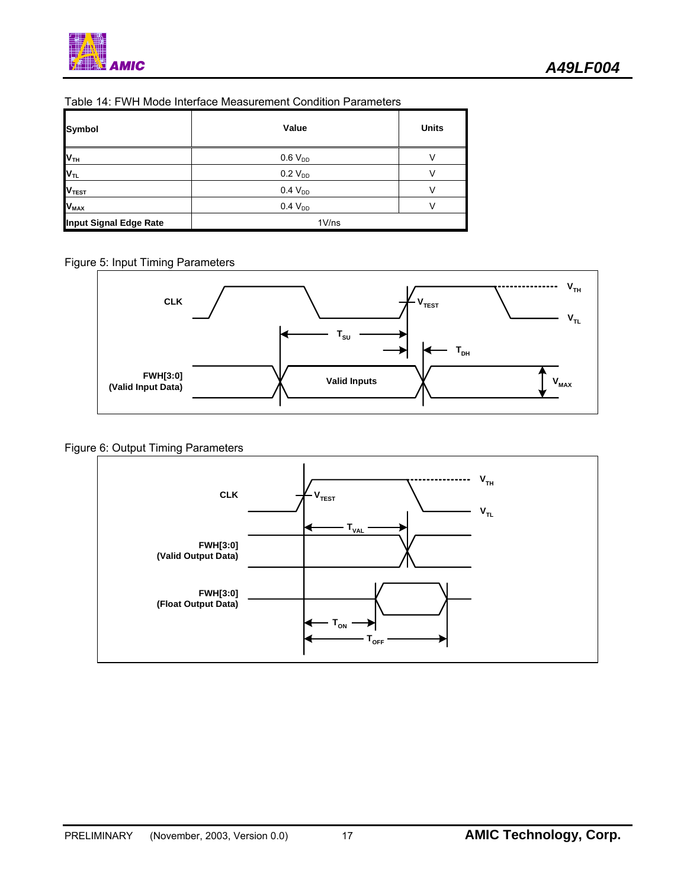Table 14: FWH Mode Interface Measurement Condition Parameters

| Symbol | Value | Units |
|---|---|---|
| $V_{TH}$ | 0.6 $V_{DD}$ | V |
| $V_{TL}$ | 0.2 $V_{DD}$ | V |
| $V_{TEST}$ | 0.4 $V_{DD}$ | V |
| $V_{MAX}$ | 0.4 $V_{DD}$ | V |
| Input Signal Edge Rate | 1V/ns | |

Figure 5: Input Timing Parameters

Figure 6: Output Timing Parameters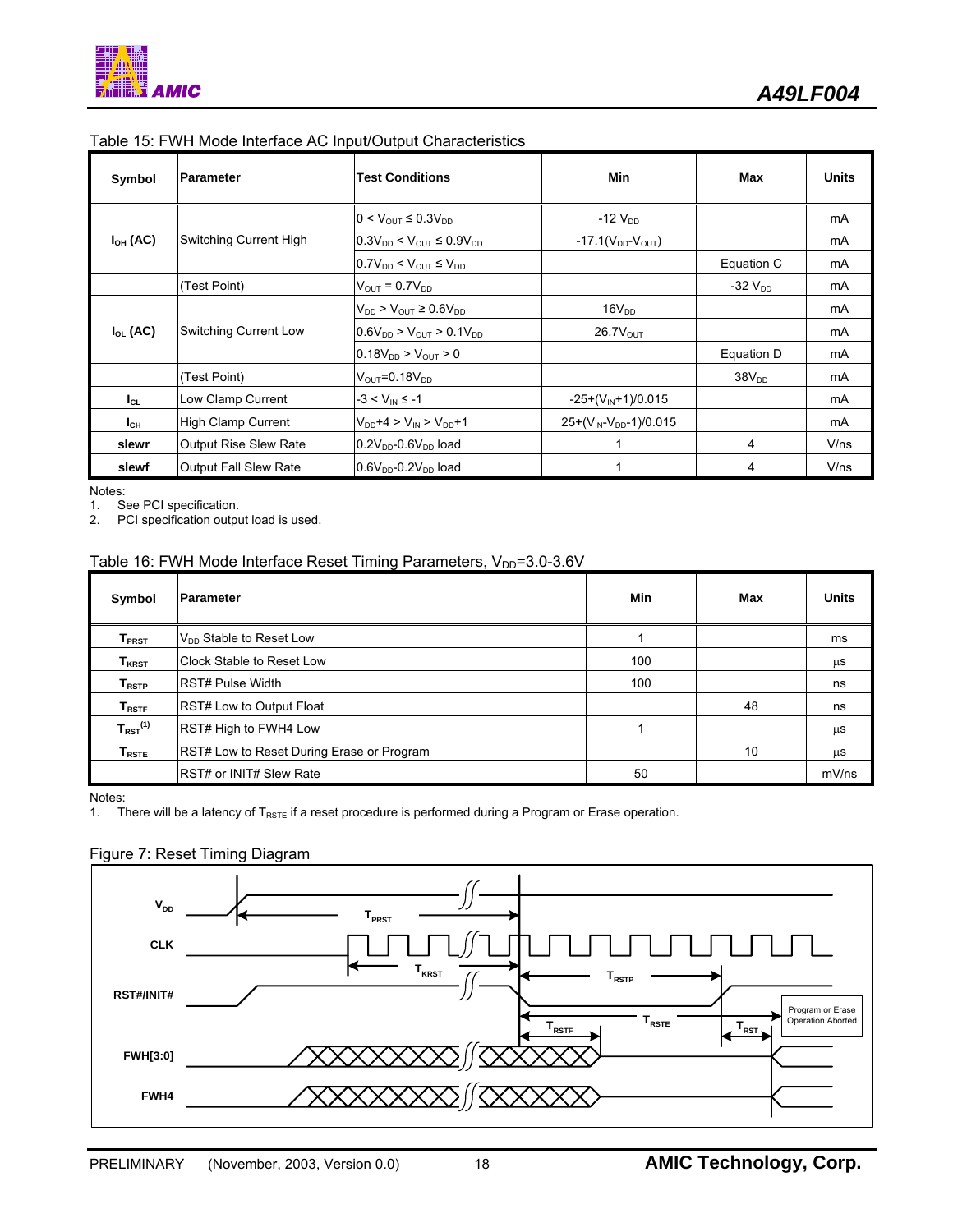Table 15: FWH Mode Interface AC Input/Output Characteristics

| Symbol | Parameter | Test Conditions | Min | Max | Units |
|---|---|---|---|---|---|
| $I_{OH}$ (AC) | Switching Current High | $0 < V_{OUT} \le 0.3V_{DD}$ | -12 $V_{DD}$ | | mA |
| | | $0.3V_{DD} < V_{OUT} \le 0.9V_{DD}$ | $-17.1(V_{DD}-V_{OUT})$ | | mA |
| | | $0.7V_{DD} < V_{OUT} \le V_{DD}$ | | Equation C | mA |
| | (Test Point) | $V_{OUT} = 0.7V_{DD}$ | | -32 $V_{DD}$ | mA |
| $I_{OL}$ (AC) | Switching Current Low | $V_{DD} > V_{OUT} \ge 0.6V_{DD}$ | $16V_{DD}$ | | mA |
| | | $0.6V_{DD} > V_{OUT} > 0.1V_{DD}$ | $26.7V_{OUT}$ | | mA |
| | | $0.18V_{DD} > V_{OUT} > 0$ | | Equation D | mA |
| | (Test Point) | $V_{OUT}=0.18V_{DD}$ | | $38V_{DD}$ | mA |
| $I_{CL}$ | Low Clamp Current | $-3 < V_{IN} \le -1$ | $-25+(V_{IN}+1)/0.015$ | | mA |
| $I_{CH}$ | High Clamp Current | $V_{DD}+4 > V_{IN} > V_{DD}+1$ | $25+(V_{IN}-V_{DD}-1)/0.015$ | | mA |
| slewr | Output Rise Slew Rate | $0.2V_{DD}$-$0.6V_{DD}$ load | 1 | 4 | V/ns |
| slewf | Output Fall Slew Rate | $0.6V_{DD}$-$0.2V_{DD}$ load | 1 | 4 | V/ns |

Notes:
1. See PCI specification.
2. PCI specification output load is used.

Table 16: FWH Mode Interface Reset Timing Parameters, $V_{DD}$=3.0-3.6V

| Symbol | Parameter | Min | Max | Units |
|---|---|---|---|---|
| $T_{PRST}$ | $V_{DD}$ Stable to Reset Low | 1 | | ms |
| $T_{KRST}$ | Clock Stable to Reset Low | 100 | | μs |
| $T_{RSTP}$ | RST# Pulse Width | 100 | | ns |
| $T_{RSTF}$ | RST# Low to Output Float | | 48 | ns |
| $T_{RST}$ (1) | RST# High to FWH4 Low | 1 | | μs |
| $T_{RSTE}$ | RST# Low to Reset During Erase or Program | | 10 | μs |
| | RST# or INIT# Slew Rate | 50 | | mV/ns |

Notes:
1. There will be a latency of $T_{RSTE}$ if a reset procedure is performed during a Program or Erase operation.

Figure 7: Reset Timing Diagram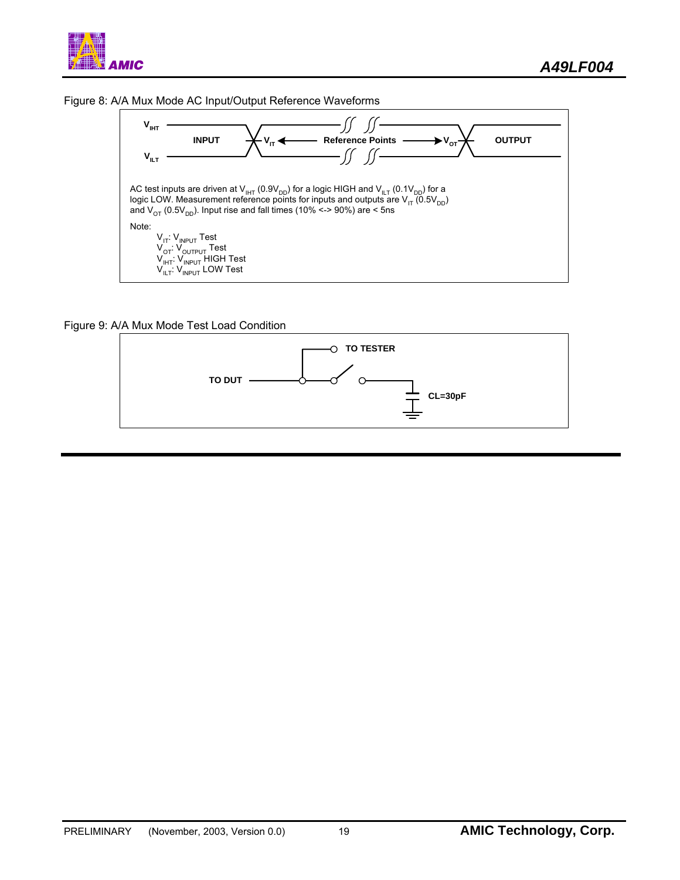Figure 8: A/A Mux Mode AC Input/Output Reference Waveforms

$V_{IHT}$

INPUT

$V_{IT}$ ← Reference Points → $V_{OT}$

OUTPUT

$V_{ILT}$

AC test inputs are driven at $V_{IHT}$ ($0.9V_{DD}$) for a logic HIGH and $V_{ILT}$ ($0.1V_{DD}$) for a logic LOW. Measurement reference points for inputs and outputs are $V_{IT}$ ($0.5V_{DD}$) and $V_{OT}$ ($0.5V_{DD}$). Input rise and fall times (10% <-> 90%) are < 5ns

Note:

$V_{IT}$: $V_{INPUT}$ Test
$V_{OT}$: $V_{OUTPUT}$ Test
$V_{IHT}$: $V_{INPUT}$ HIGH Test
$V_{ILT}$: $V_{INPUT}$ LOW Test

Figure 9: A/A Mux Mode Test Load Condition

TO TESTER

TO DUT

CL=30pF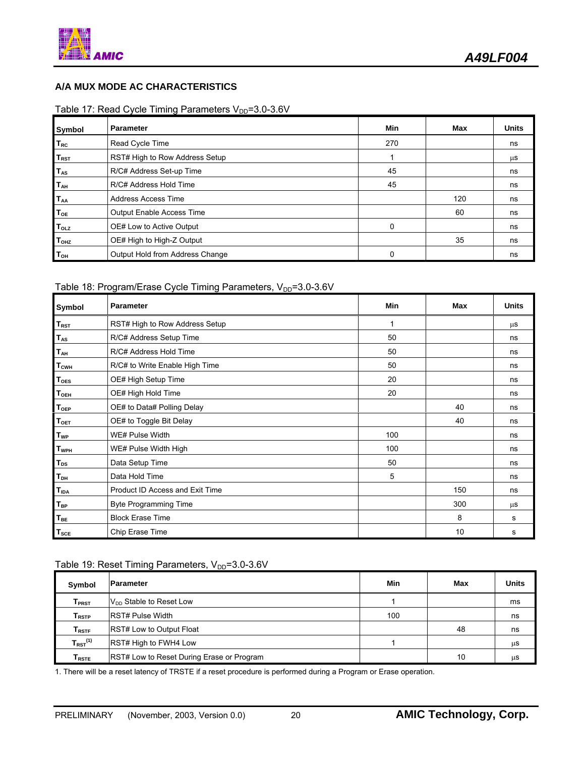### A/A MUX MODE AC CHARACTERISTICS

Table 17: Read Cycle Timing Parameters $V_{DD}$=3.0-3.6V

| Symbol | Parameter | Min | Max | Units |
|---|---|---|---|---|
| $T_{RC}$ | Read Cycle Time | 270 | | ns |
| $T_{RST}$ | RST# High to Row Address Setup | 1 | | µs |
| $T_{AS}$ | R/C# Address Set-up Time | 45 | | ns |
| $T_{AH}$ | R/C# Address Hold Time | 45 | | ns |
| $T_{AA}$ | Address Access Time | | 120 | ns |
| $T_{OE}$ | Output Enable Access Time | | 60 | ns |
| $T_{OLZ}$ | OE# Low to Active Output | 0 | | ns |
| $T_{OHZ}$ | OE# High to High-Z Output | | 35 | ns |
| $T_{OH}$ | Output Hold from Address Change | 0 | | ns |

Table 18: Program/Erase Cycle Timing Parameters, $V_{DD}$=3.0-3.6V

| Symbol | Parameter | Min | Max | Units |
|---|---|---|---|---|
| $T_{RST}$ | RST# High to Row Address Setup | 1 | | µs |
| $T_{AS}$ | R/C# Address Setup Time | 50 | | ns |
| $T_{AH}$ | R/C# Address Hold Time | 50 | | ns |
| $T_{CWH}$ | R/C# to Write Enable High Time | 50 | | ns |
| $T_{OES}$ | OE# High Setup Time | 20 | | ns |
| $T_{OEH}$ | OE# High Hold Time | 20 | | ns |
| $T_{OEP}$ | OE# to Data# Polling Delay | | 40 | ns |
| $T_{OET}$ | OE# to Toggle Bit Delay | | 40 | ns |
| $T_{WP}$ | WE# Pulse Width | 100 | | ns |
| $T_{WPH}$ | WE# Pulse Width High | 100 | | ns |
| $T_{DS}$ | Data Setup Time | 50 | | ns |
| $T_{DH}$ | Data Hold Time | 5 | | ns |
| $T_{IDA}$ | Product ID Access and Exit Time | | 150 | ns |
| $T_{BP}$ | Byte Programming Time | | 300 | µs |
| $T_{BE}$ | Block Erase Time | | 8 | s |
| $T_{SCE}$ | Chip Erase Time | | 10 | s |

Table 19: Reset Timing Parameters, $V_{DD}$=3.0-3.6V

| Symbol | Parameter | Min | Max | Units |
|---|---|---|---|---|
| $T_{PRST}$ | $V_{DD}$ Stable to Reset Low | 1 | | ms |
| $T_{RSTP}$ | RST# Pulse Width | 100 | | ns |
| $T_{RSTF}$ | RST# Low to Output Float | | 48 | ns |
| $T_{RST}$[1] | RST# High to FWH4 Low | 1 | | µs |
| $T_{RSTE}$ | RST# Low to Reset During Erase or Program | | 10 | µs |

1. There will be a reset latency of TRSTE if a reset procedure is performed during a Program or Erase operation.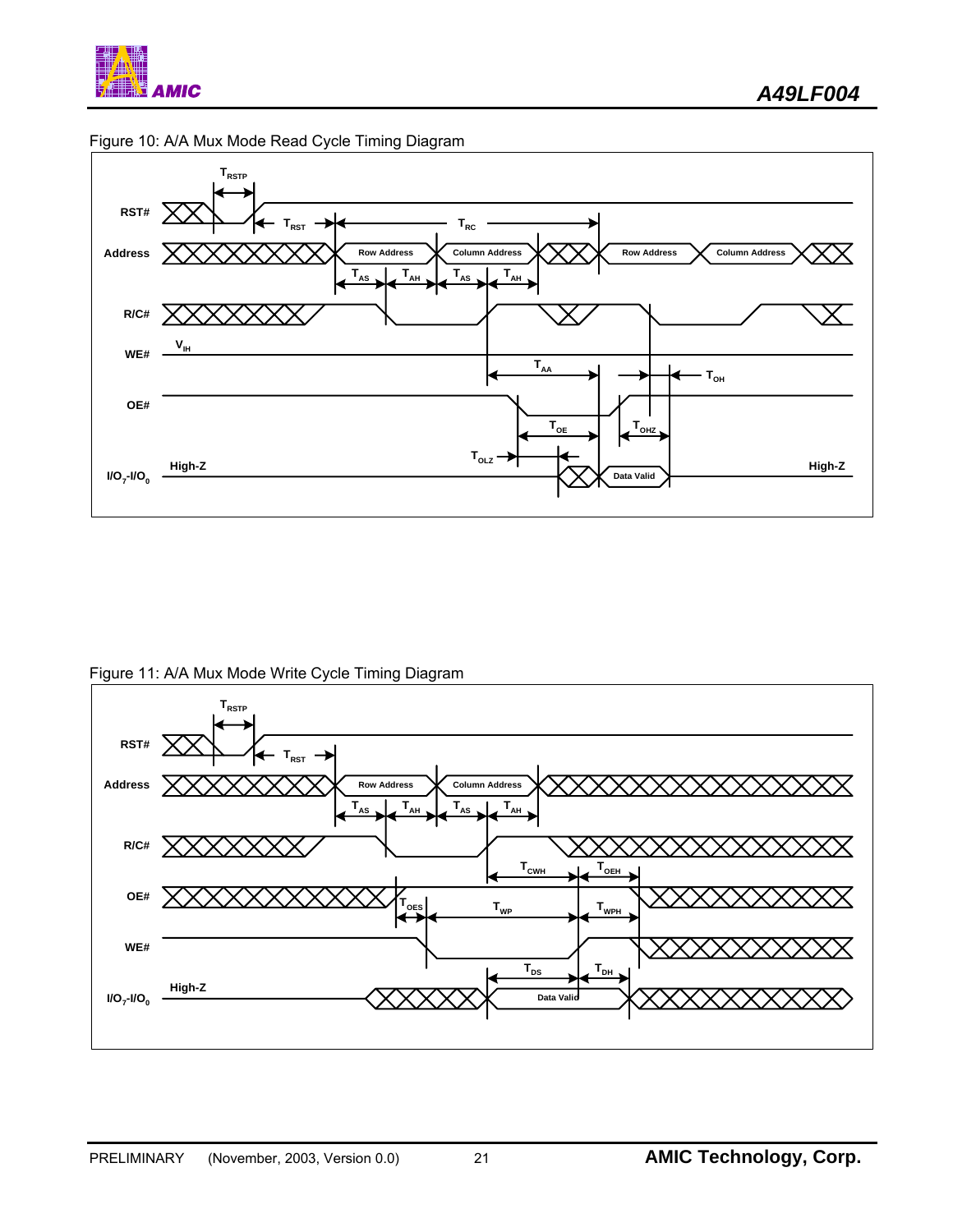Figure 10: A/A Mux Mode Read Cycle Timing Diagram

Figure 11: A/A Mux Mode Write Cycle Timing Diagram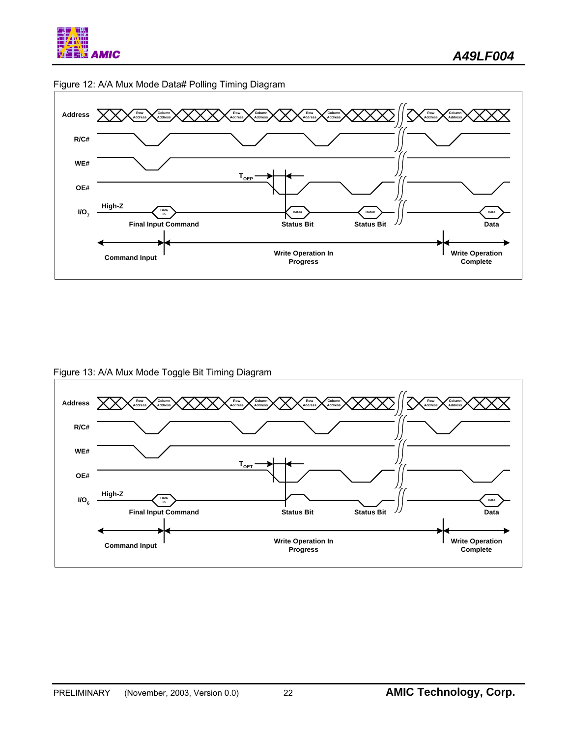Figure 12: A/A Mux Mode Data# Polling Timing Diagram

Figure 13: A/A Mux Mode Toggle Bit Timing Diagram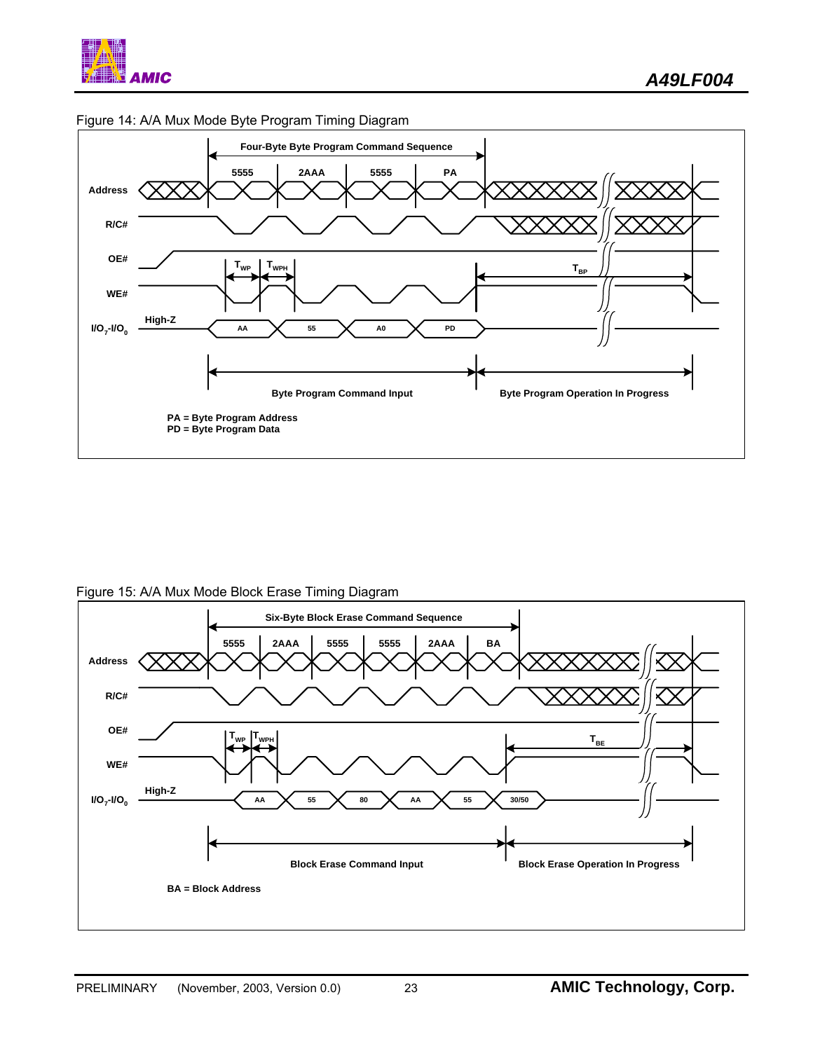Figure 14: A/A Mux Mode Byte Program Timing Diagram

Four-Byte Byte Program Command Sequence

Address: 5555, 2AAA, 5555, PA

R/C#

OE#

WE#: $T_{WP}$, $T_{WPH}$, $T_{BP}$

$I/O_7$-$I/O_0$: High-Z, AA, 55, A0, PD

Byte Program Command Input | Byte Program Operation In Progress

PA = Byte Program Address
PD = Byte Program Data

Figure 15: A/A Mux Mode Block Erase Timing Diagram

Six-Byte Block Erase Command Sequence

Address: 5555, 2AAA, 5555, 5555, 2AAA, BA

R/C#

OE#

WE#: $T_{WP}$, $T_{WPH}$, $T_{BE}$

$I/O_7$-$I/O_0$: High-Z, AA, 55, 80, AA, 55, 30/50

Block Erase Command Input | Block Erase Operation In Progress

BA = Block Address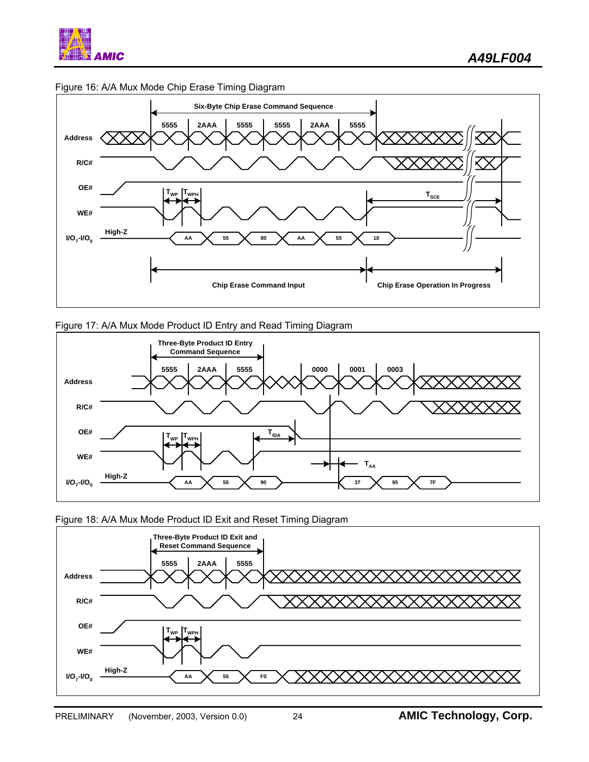Figure 16: A/A Mux Mode Chip Erase Timing Diagram

Six-Byte Chip Erase Command Sequence

Address: 5555, 2AAA, 5555, 5555, 2AAA, 5555

R/C#

OE#

WE#: $T_{WP}$, $T_{WPH}$, $T_{SCE}$

$I/O_7$-$I/O_0$: High-Z, AA, 55, 80, AA, 55, 10

Chip Erase Command Input | Chip Erase Operation In Progress

Figure 17: A/A Mux Mode Product ID Entry and Read Timing Diagram

Three-Byte Product ID Entry Command Sequence

Address: 5555, 2AAA, 5555, 0000, 0001, 0003

R/C#

OE#: $T_{IDA}$

WE#: $T_{WP}$, $T_{WPH}$, $T_{AA}$

$I/O_7$-$I/O_0$: High-Z, AA, 55, 90, 37, 95, 7F

Figure 18: A/A Mux Mode Product ID Exit and Reset Timing Diagram

Three-Byte Product ID Exit and Reset Command Sequence

Address: 5555, 2AAA, 5555

R/C#

OE#

WE#: $T_{WP}$, $T_{WPH}$

$I/O_7$-$I/O_0$: High-Z, AA, 55, F0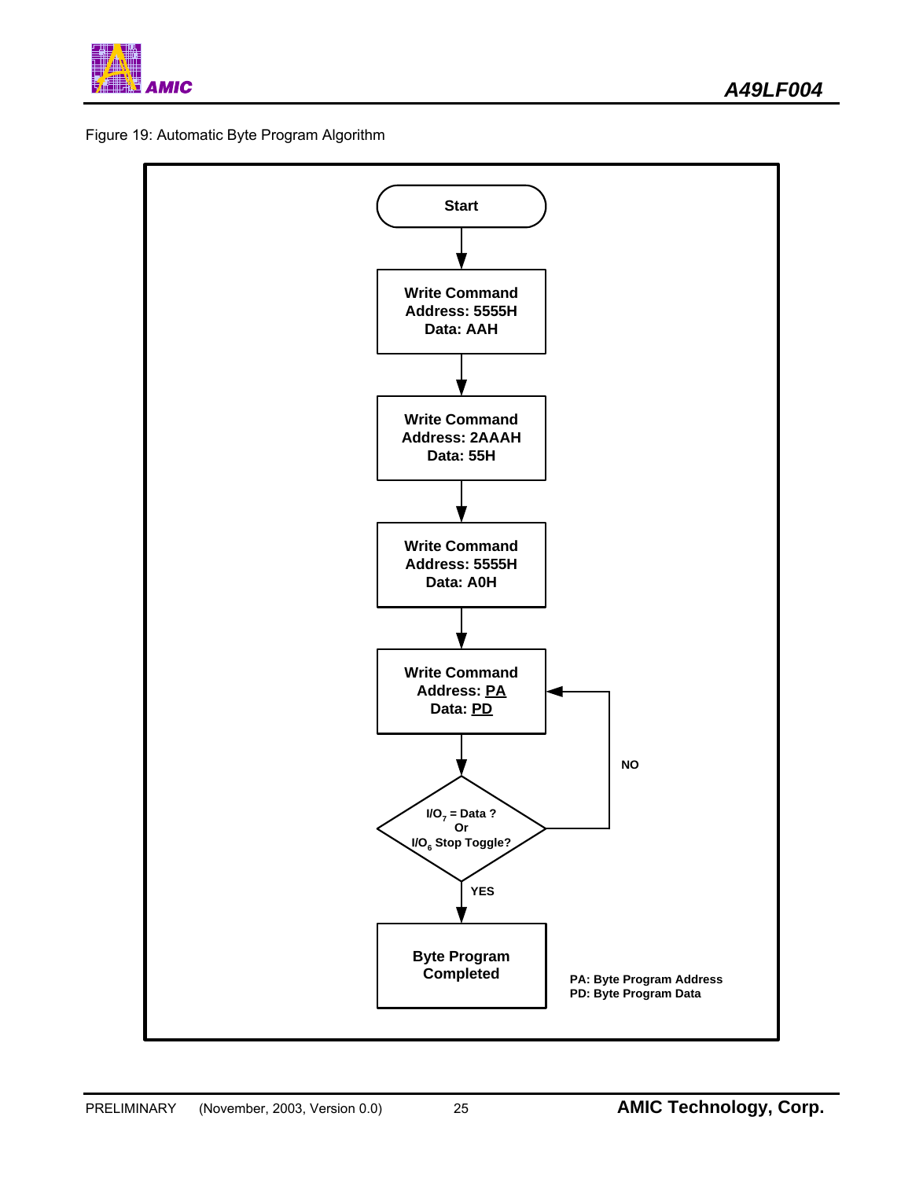Figure 19: Automatic Byte Program Algorithm

Start

↓

**Write Command**
**Address: 5555H**
**Data: AAH**

↓

**Write Command**
**Address: 2AAAH**
**Data: 55H**

↓

**Write Command**
**Address: 5555H**
**Data: A0H**

↓

**Write Command**
**Address: PA**
**Data: PD**

↓

**$I/O_7$ = Data ?**
**Or**
**$I/O_6$ Stop Toggle?**

NO → return to "Write Command Address: PA Data: PD"

YES ↓

**Byte Program Completed**

**PA: Byte Program Address**
**PD: Byte Program Data**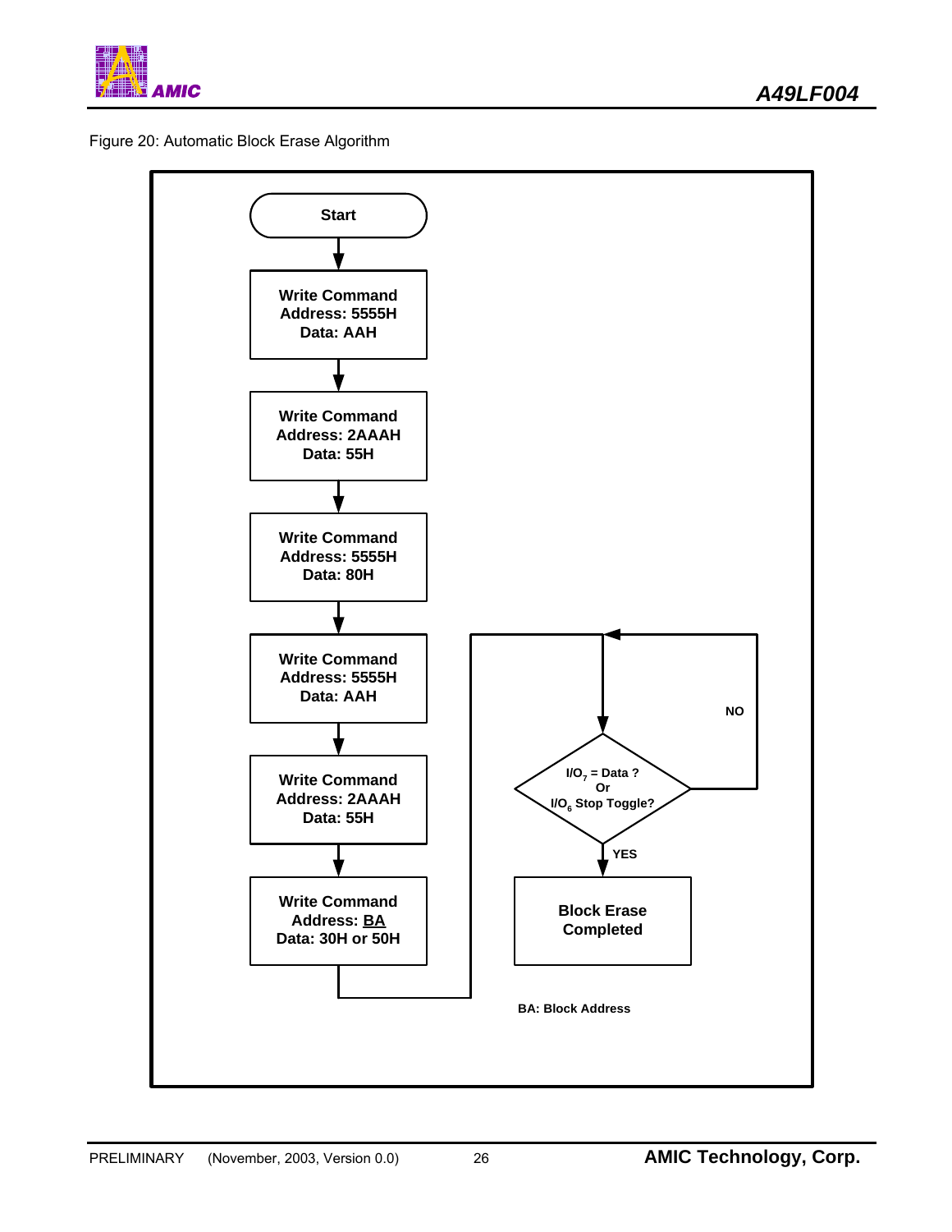Figure 20: Automatic Block Erase Algorithm

Start

Write Command
Address: 5555H
Data: AAH

Write Command
Address: 2AAAH
Data: 55H

Write Command
Address: 5555H
Data: 80H

Write Command
Address: 5555H
Data: AAH

Write Command
Address: 2AAAH
Data: 55H

Write Command
Address: BA
Data: 30H or 50H

$I/O_7$ = Data ?
Or
$I/O_6$ Stop Toggle?

NO

YES

Block Erase
Completed

BA: Block Address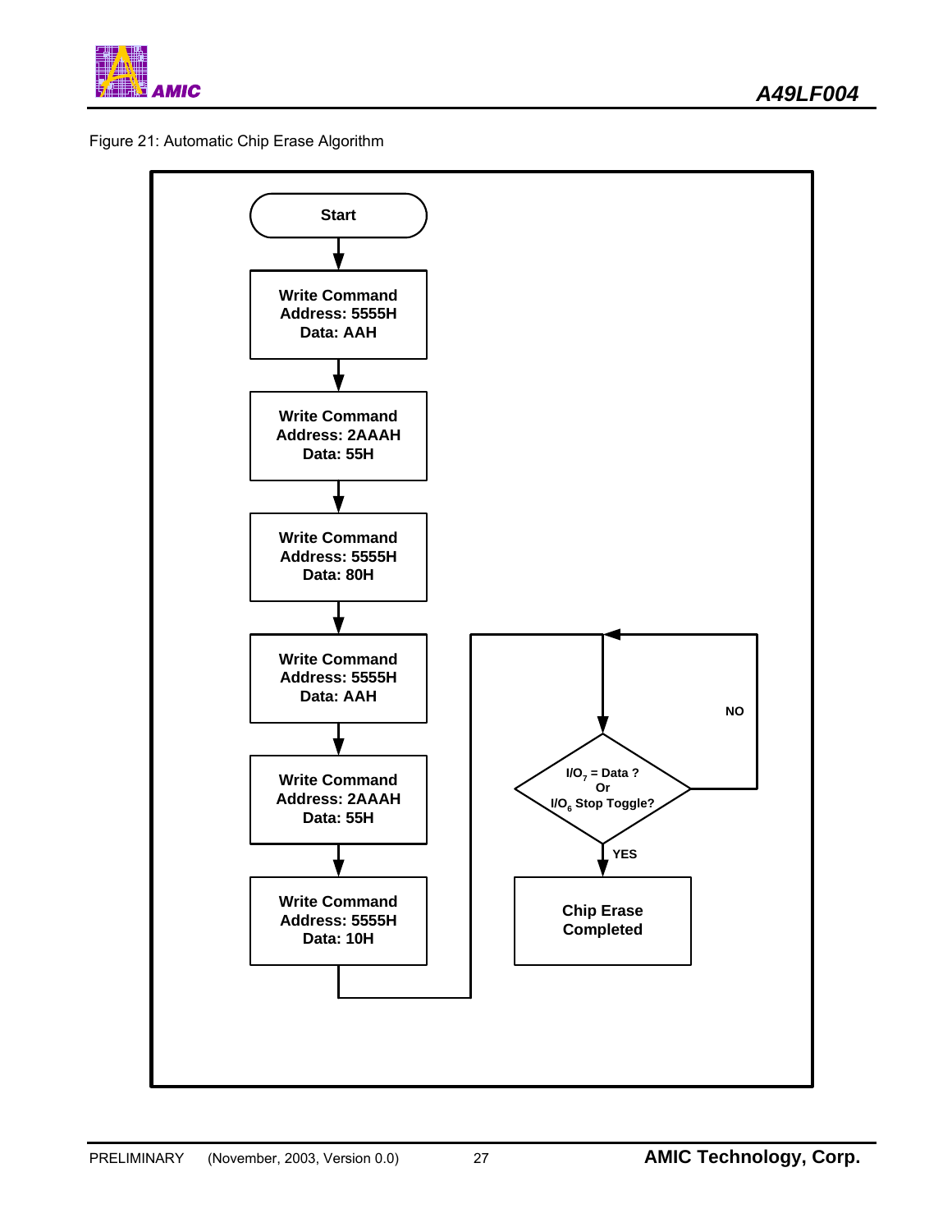Figure 21: Automatic Chip Erase Algorithm

Start

Write Command
Address: 5555H
Data: AAH

Write Command
Address: 2AAAH
Data: 55H

Write Command
Address: 5555H
Data: 80H

Write Command
Address: 5555H
Data: AAH

Write Command
Address: 2AAAH
Data: 55H

Write Command
Address: 5555H
Data: 10H

$I/O_7$ = Data ?
Or
$I/O_6$ Stop Toggle?

NO

YES

Chip Erase
Completed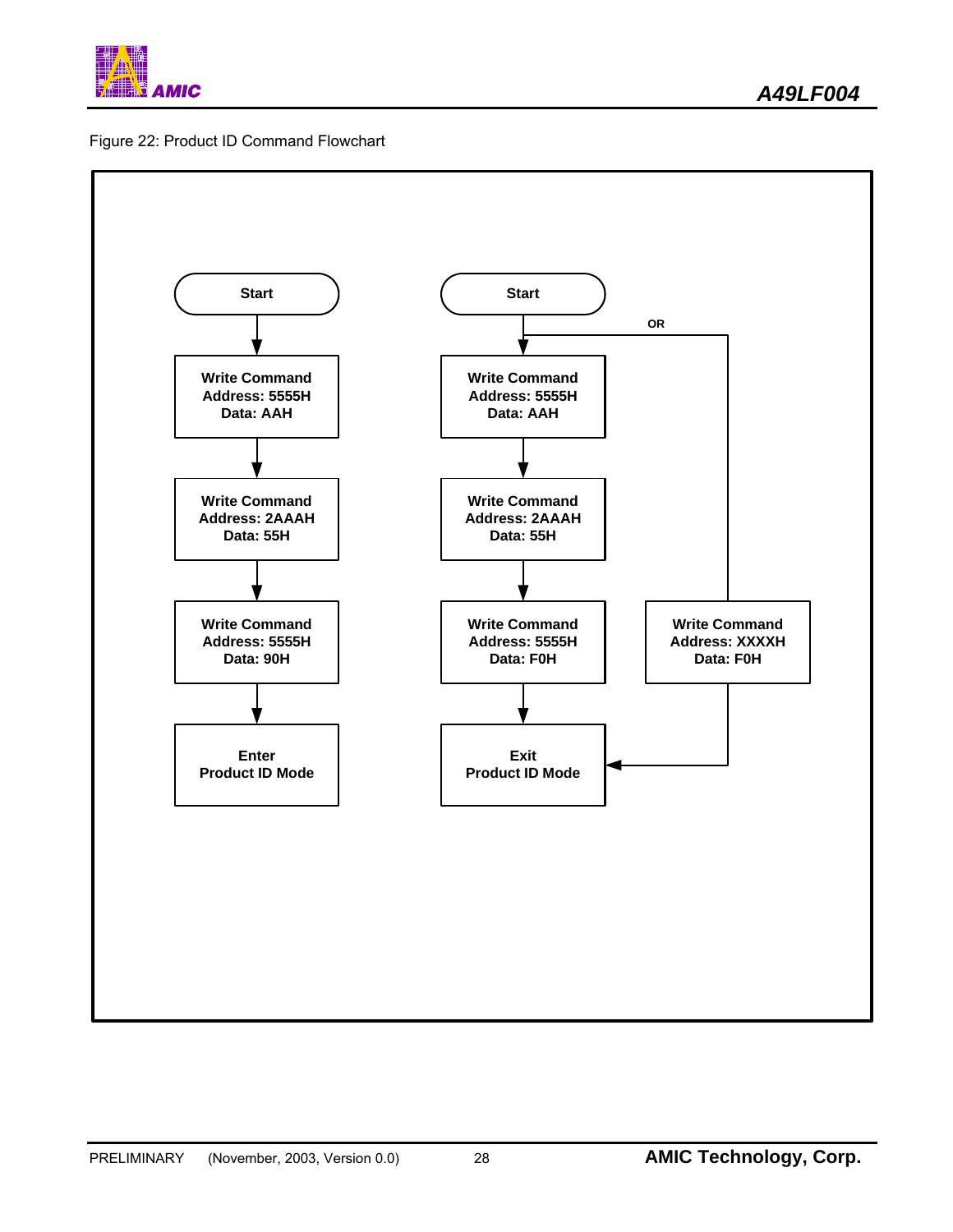Figure 22: Product ID Command Flowchart

**Flow 1:**

- Start
- Write Command — Address: 5555H, Data: AAH
- Write Command — Address: 2AAAH, Data: 55H
- Write Command — Address: 5555H, Data: 90H
- Enter Product ID Mode

**Flow 2:**

- Start
- Write Command — Address: 5555H, Data: AAH
- Write Command — Address: 2AAAH, Data: 55H
- Write Command — Address: 5555H, Data: F0H
- Exit Product ID Mode

**OR**

- Start
- Write Command — Address: XXXXH, Data: F0H
- Exit Product ID Mode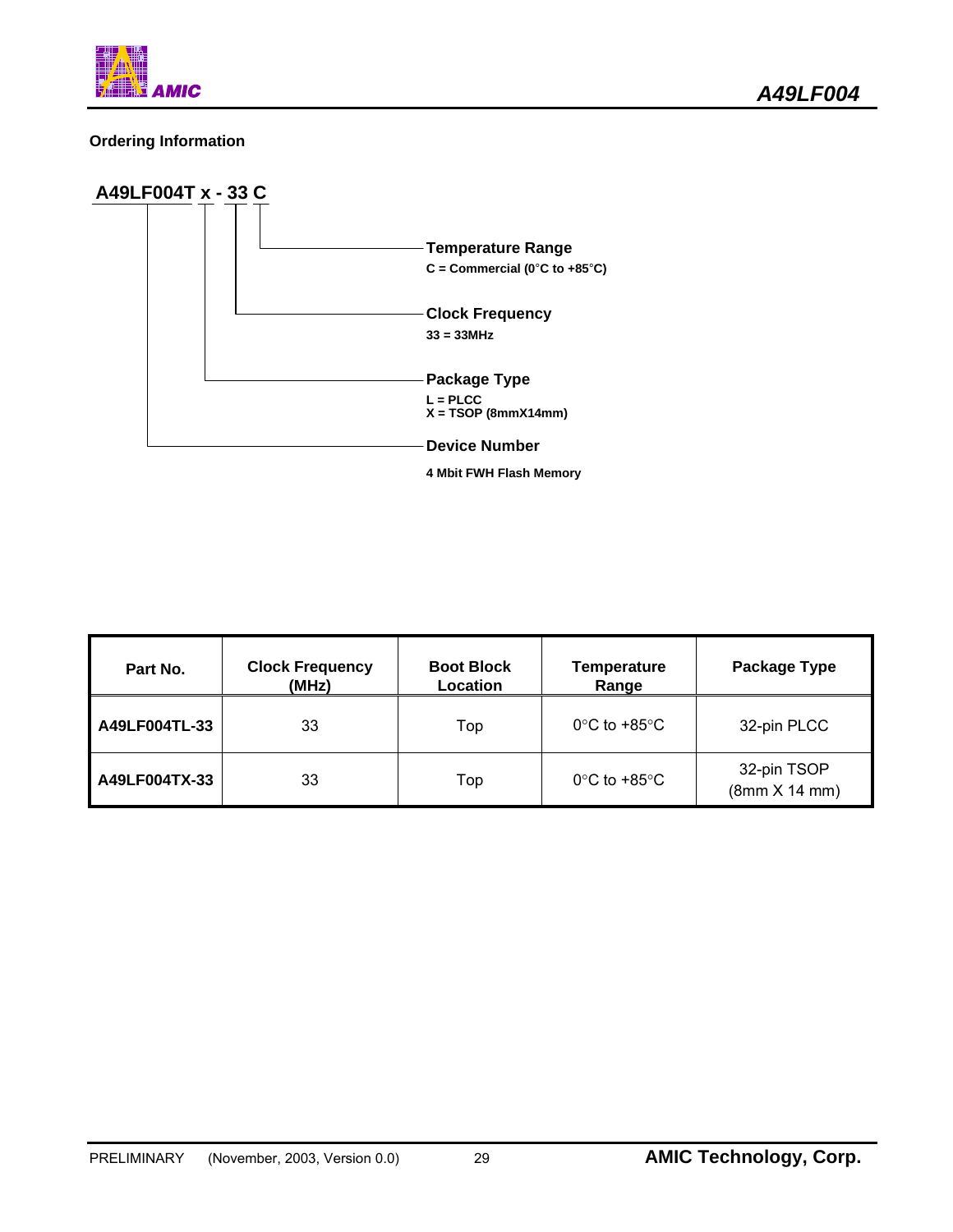## Ordering Information

**A49LF004T x - 33 C**

- **Temperature Range**
  C = Commercial (0°C to +85°C)
- **Clock Frequency**
  33 = 33MHz
- **Package Type**
  L = PLCC
  X = TSOP (8mmX14mm)
- **Device Number**
  4 Mbit FWH Flash Memory

| Part No. | Clock Frequency (MHz) | Boot Block Location | Temperature Range | Package Type |
|---|---|---|---|---|
| **A49LF004TL-33** | 33 | Top | 0°C to +85°C | 32-pin PLCC |
| **A49LF004TX-33** | 33 | Top | 0°C to +85°C | 32-pin TSOP (8mm X 14 mm) |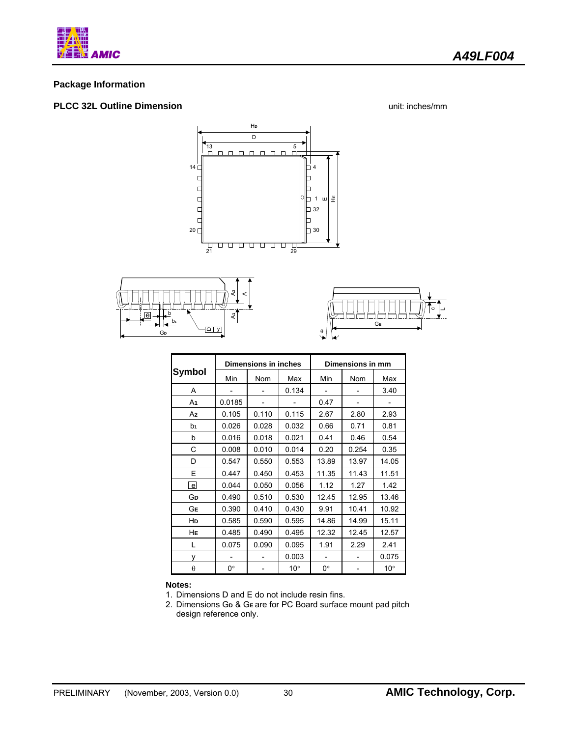## Package Information

### PLCC 32L Outline Dimension

unit: inches/mm

| Symbol | Dimensions in inches | | | Dimensions in mm | | |
|---|---|---|---|---|---|---|
| | Min | Nom | Max | Min | Nom | Max |
| A | - | - | 0.134 | - | - | 3.40 |
| $A_1$ | 0.0185 | - | - | 0.47 | - | - |
| $A_2$ | 0.105 | 0.110 | 0.115 | 2.67 | 2.80 | 2.93 |
| $b_1$ | 0.026 | 0.028 | 0.032 | 0.66 | 0.71 | 0.81 |
| b | 0.016 | 0.018 | 0.021 | 0.41 | 0.46 | 0.54 |
| C | 0.008 | 0.010 | 0.014 | 0.20 | 0.254 | 0.35 |
| D | 0.547 | 0.550 | 0.553 | 13.89 | 13.97 | 14.05 |
| E | 0.447 | 0.450 | 0.453 | 11.35 | 11.43 | 11.51 |
| e | 0.044 | 0.050 | 0.056 | 1.12 | 1.27 | 1.42 |
| $G_D$ | 0.490 | 0.510 | 0.530 | 12.45 | 12.95 | 13.46 |
| $G_E$ | 0.390 | 0.410 | 0.430 | 9.91 | 10.41 | 10.92 |
| $H_D$ | 0.585 | 0.590 | 0.595 | 14.86 | 14.99 | 15.11 |
| $H_E$ | 0.485 | 0.490 | 0.495 | 12.32 | 12.45 | 12.57 |
| L | 0.075 | 0.090 | 0.095 | 1.91 | 2.29 | 2.41 |
| y | - | - | 0.003 | - | - | 0.075 |
| $\theta$ | 0° | - | 10° | 0° | - | 10° |

**Notes:**

1. Dimensions D and E do not include resin fins.
2. Dimensions $G_D$ & $G_E$ are for PC Board surface mount pad pitch design reference only.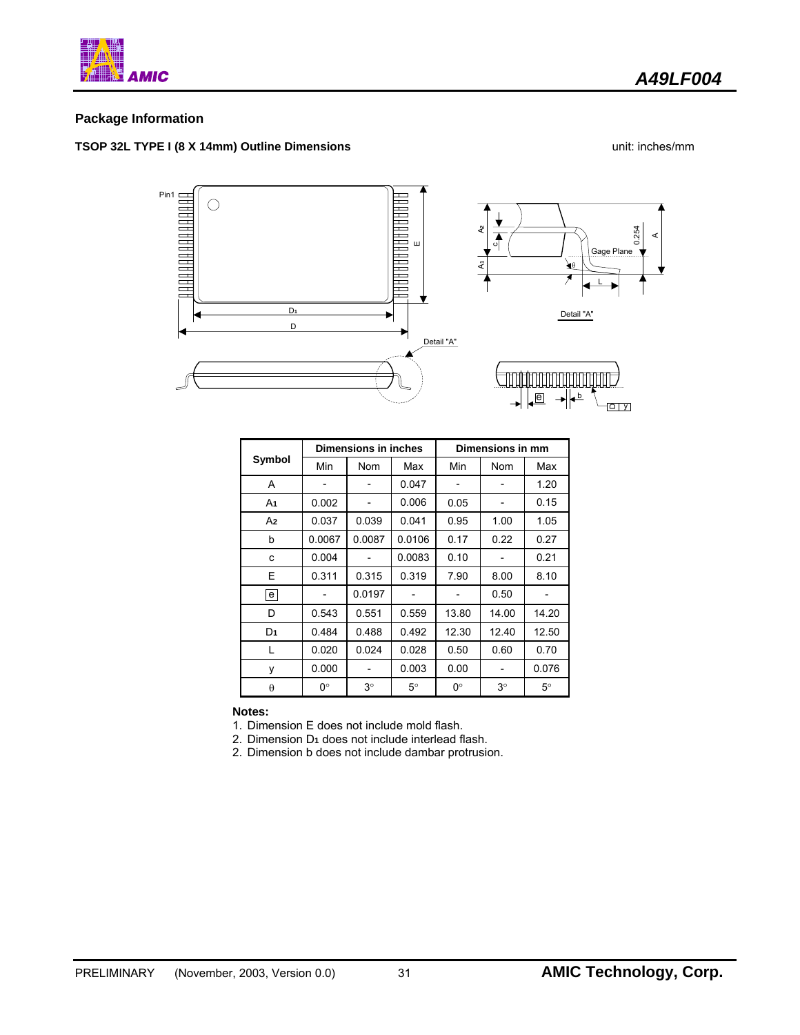## Package Information

**TSOP 32L TYPE I (8 X 14mm) Outline Dimensions**

unit: inches/mm

Pin1

E

$D_1$

D

Detail "A"

$A_2$

c

$A_1$

0.254

A

Gage Plane

θ

L

Detail "A"

e

b

y

| Symbol | Dimensions in inches | | | Dimensions in mm | | |
|---|---|---|---|---|---|---|
| | Min | Nom | Max | Min | Nom | Max |
| A | - | - | 0.047 | - | - | 1.20 |
| $A_1$ | 0.002 | - | 0.006 | 0.05 | - | 0.15 |
| $A_2$ | 0.037 | 0.039 | 0.041 | 0.95 | 1.00 | 1.05 |
| b | 0.0067 | 0.0087 | 0.0106 | 0.17 | 0.22 | 0.27 |
| c | 0.004 | - | 0.0083 | 0.10 | - | 0.21 |
| E | 0.311 | 0.315 | 0.319 | 7.90 | 8.00 | 8.10 |
| e | - | 0.0197 | - | - | 0.50 | - |
| D | 0.543 | 0.551 | 0.559 | 13.80 | 14.00 | 14.20 |
| $D_1$ | 0.484 | 0.488 | 0.492 | 12.30 | 12.40 | 12.50 |
| L | 0.020 | 0.024 | 0.028 | 0.50 | 0.60 | 0.70 |
| y | 0.000 | - | 0.003 | 0.00 | - | 0.076 |
| θ | 0° | 3° | 5° | 0° | 3° | 5° |

**Notes:**

1. Dimension E does not include mold flash.
2. Dimension $D_1$ does not include interlead flash.
2. Dimension b does not include dambar protrusion.